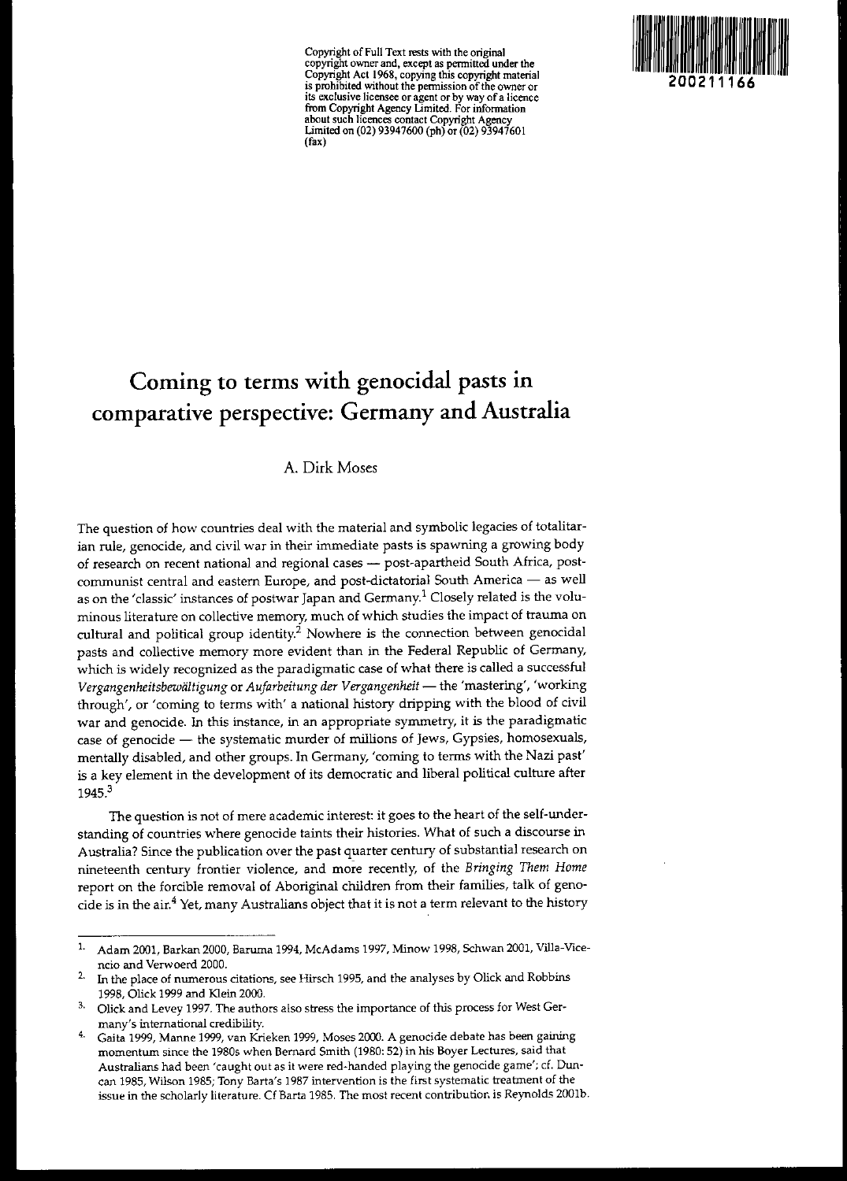Copyright of Full Text rests with the original copyright owner and, except as permitted under the Copyright Act 1968, copying this copyright material is prohibited without the permission of the owner or its exclusive licensee or agent or by way of a licence from Copyright Agency Limited. For information about such licences contact Copyright Agency Limited on (02) 93947600 (ph) or (02) 93947601 (fax)

200211166

# Coming to terms with genocidal pasts in comparative perspective: Germany and Australia

A. Dirk Moses

The question of how countries deal with the material and symbolic legacies of totalitarian rule, genocide, and civil war in their immediate pasts is spawning a growing body of research on recent national and regional cases — post-apartheid South Africa, post-communist central and eastern Europe, and post-dictatorial South America — as well as on the 'classic' instances of postwar Japan and Germany.[1] Closely related is the voluminous literature on collective memory, much of which studies the impact of trauma on cultural and political group identity.[2] Nowhere is the connection between genocidal pasts and collective memory more evident than in the Federal Republic of Germany, which is widely recognized as the paradigmatic case of what there is called a successful *Vergangenheitsbewältigung* or *Aufarbeitung der Vergangenheit* — the 'mastering', 'working through', or 'coming to terms with' a national history dripping with the blood of civil war and genocide. In this instance, in an appropriate symmetry, it is the paradigmatic case of genocide — the systematic murder of millions of Jews, Gypsies, homosexuals, mentally disabled, and other groups. In Germany, 'coming to terms with the Nazi past' is a key element in the development of its democratic and liberal political culture after 1945.[3]

The question is not of mere academic interest: it goes to the heart of the self-understanding of countries where genocide taints their histories. What of such a discourse in Australia? Since the publication over the past quarter century of substantial research on nineteenth century frontier violence, and more recently, of the *Bringing Them Home* report on the forcible removal of Aboriginal children from their families, talk of genocide is in the air.[4] Yet, many Australians object that it is not a term relevant to the history

---

1. Adam 2001, Barkan 2000, Baruma 1994, McAdams 1997, Minow 1998, Schwan 2001, Villa-Vicencio and Verwoerd 2000.
2. In the place of numerous citations, see Hirsch 1995, and the analyses by Olick and Robbins 1998, Olick 1999 and Klein 2000.
3. Olick and Levey 1997. The authors also stress the importance of this process for West Germany's international credibility.
4. Gaita 1999, Manne 1999, van Krieken 1999, Moses 2000. A genocide debate has been gaining momentum since the 1980s when Bernard Smith (1980: 52) in his Boyer Lectures, said that Australians had been 'caught out as it were red-handed playing the genocide game'; cf. Duncan 1985, Wilson 1985; Tony Barta's 1987 intervention is the first systematic treatment of the issue in the scholarly literature. Cf Barta 1985. The most recent contribution is Reynolds 2001b.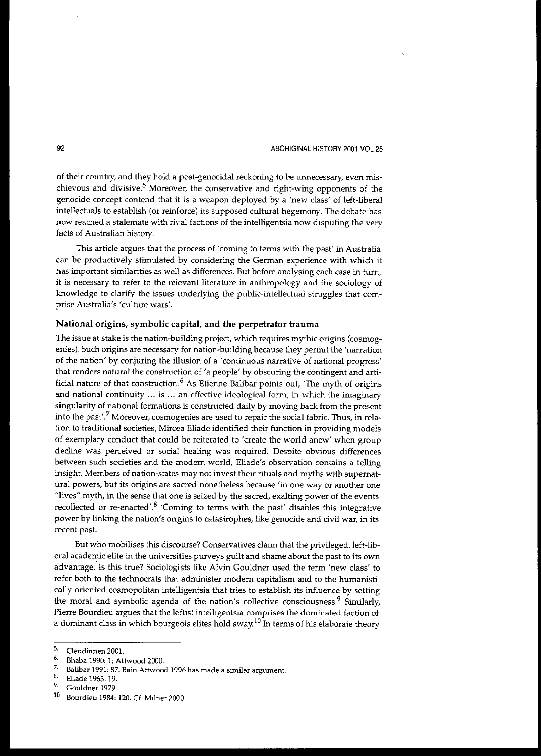of their country, and they hold a post-genocidal reckoning to be unnecessary, even mischievous and divisive.[5] Moreover, the conservative and right-wing opponents of the genocide concept contend that it is a weapon deployed by a 'new class' of left-liberal intellectuals to establish (or reinforce) its supposed cultural hegemony. The debate has now reached a stalemate with rival factions of the intelligentsia now disputing the very facts of Australian history.

This article argues that the process of 'coming to terms with the past' in Australia can be productively stimulated by considering the German experience with which it has important similarities as well as differences. But before analysing each case in turn, it is necessary to refer to the relevant literature in anthropology and the sociology of knowledge to clarify the issues underlying the public-intellectual struggles that comprise Australia's 'culture wars'.

## National origins, symbolic capital, and the perpetrator trauma

The issue at stake is the nation-building project, which requires mythic origins (cosmogenies). Such origins are necessary for nation-building because they permit the 'narration of the nation' by conjuring the illusion of a 'continuous narrative of national progress' that renders natural the construction of 'a people' by obscuring the contingent and artificial nature of that construction.[6] As Etienne Balibar points out, 'The myth of origins and national continuity ... is ... an effective ideological form, in which the imaginary singularity of national formations is constructed daily by moving back from the present into the past'.[7] Moreover, cosmogenies are used to repair the social fabric. Thus, in relation to traditional societies, Mircea Eliade identified their function in providing models of exemplary conduct that could be reiterated to 'create the world anew' when group decline was perceived or social healing was required. Despite obvious differences between such societies and the modern world, Eliade's observation contains a telling insight. Members of nation-states may not invest their rituals and myths with supernatural powers, but its origins are sacred nonetheless because 'in one way or another one "lives" myth, in the sense that one is seized by the sacred, exalting power of the events recollected or re-enacted'.[8] 'Coming to terms with the past' disables this integrative power by linking the nation's origins to catastrophes, like genocide and civil war, in its recent past.

But who mobilises this discourse? Conservatives claim that the privileged, left-liberal academic elite in the universities purveys guilt and shame about the past to its own advantage. Is this true? Sociologists like Alvin Gouldner used the term 'new class' to refer both to the technocrats that administer modern capitalism and to the humanistically-oriented cosmopolitan intelligentsia that tries to establish its influence by setting the moral and symbolic agenda of the nation's collective consciousness.[9] Similarly, Pierre Bourdieu argues that the leftist intelligentsia comprises the dominated faction of a dominant class in which bourgeois elites hold sway.[10] In terms of his elaborate theory

---

5. Clendinnen 2001.
6. Bhaba 1990: 1; Attwood 2000.
7. Balibar 1991: 87. Bain Attwood 1996 has made a similar argument.
8. Eliade 1963: 19.
9. Gouldner 1979.
10. Bourdieu 1984: 120. Cf. Milner 2000.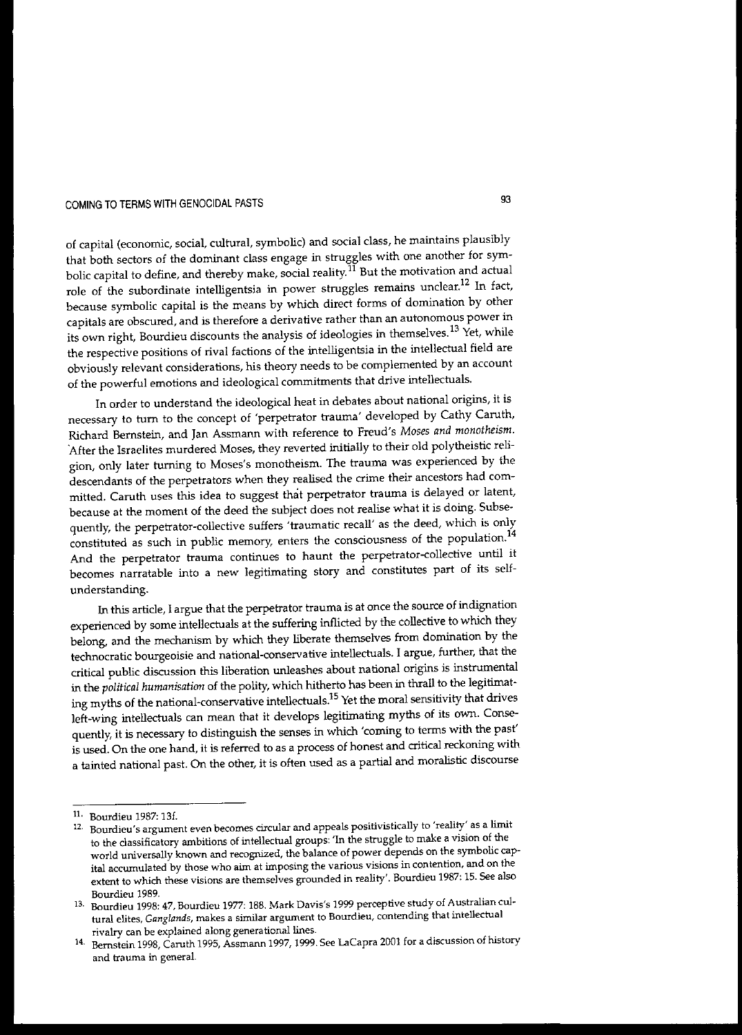of capital (economic, social, cultural, symbolic) and social class, he maintains plausibly that both sectors of the dominant class engage in struggles with one another for symbolic capital to define, and thereby make, social reality.[11] But the motivation and actual role of the subordinate intelligentsia in power struggles remains unclear.[12] In fact, because symbolic capital is the means by which direct forms of domination by other capitals are obscured, and is therefore a derivative rather than an autonomous power in its own right, Bourdieu discounts the analysis of ideologies in themselves.[13] Yet, while the respective positions of rival factions of the intelligentsia in the intellectual field are obviously relevant considerations, his theory needs to be complemented by an account of the powerful emotions and ideological commitments that drive intellectuals.

In order to understand the ideological heat in debates about national origins, it is necessary to turn to the concept of 'perpetrator trauma' developed by Cathy Caruth, Richard Bernstein, and Jan Assmann with reference to Freud's *Moses and monotheism*. After the Israelites murdered Moses, they reverted initially to their old polytheistic religion, only later turning to Moses's monotheism. The trauma was experienced by the descendants of the perpetrators when they realised the crime their ancestors had committed. Caruth uses this idea to suggest that perpetrator trauma is delayed or latent, because at the moment of the deed the subject does not realise what it is doing. Subsequently, the perpetrator-collective suffers 'traumatic recall' as the deed, which is only constituted as such in public memory, enters the consciousness of the population.[14] And the perpetrator trauma continues to haunt the perpetrator-collective until it becomes narratable into a new legitimating story and constitutes part of its self-understanding.

In this article, I argue that the perpetrator trauma is at once the source of indignation experienced by some intellectuals at the suffering inflicted by the collective to which they belong, and the mechanism by which they liberate themselves from domination by the technocratic bourgeoisie and national-conservative intellectuals. I argue, further, that the critical public discussion this liberation unleashes about national origins is instrumental in the *political humanisation* of the polity, which hitherto has been in thrall to the legitimating myths of the national-conservative intellectuals.[15] Yet the moral sensitivity that drives left-wing intellectuals can mean that it develops legitimating myths of its own. Consequently, it is necessary to distinguish the senses in which 'coming to terms with the past' is used. On the one hand, it is referred to as a process of honest and critical reckoning with a tainted national past. On the other, it is often used as a partial and moralistic discourse

---

11. Bourdieu 1987: 13f.
12. Bourdieu's argument even becomes circular and appeals positivistically to 'reality' as a limit to the classificatory ambitions of intellectual groups: 'In the struggle to make a vision of the world universally known and recognized, the balance of power depends on the symbolic capital accumulated by those who aim at imposing the various visions in contention, and on the extent to which these visions are themselves grounded in reality'. Bourdieu 1987: 15. See also Bourdieu 1989.
13. Bourdieu 1998: 47, Bourdieu 1977: 188. Mark Davis's 1999 perceptive study of Australian cultural elites, *Ganglands*, makes a similar argument to Bourdieu, contending that intellectual rivalry can be explained along generational lines.
14. Bernstein 1998, Caruth 1995, Assmann 1997, 1999. See LaCapra 2001 for a discussion of history and trauma in general.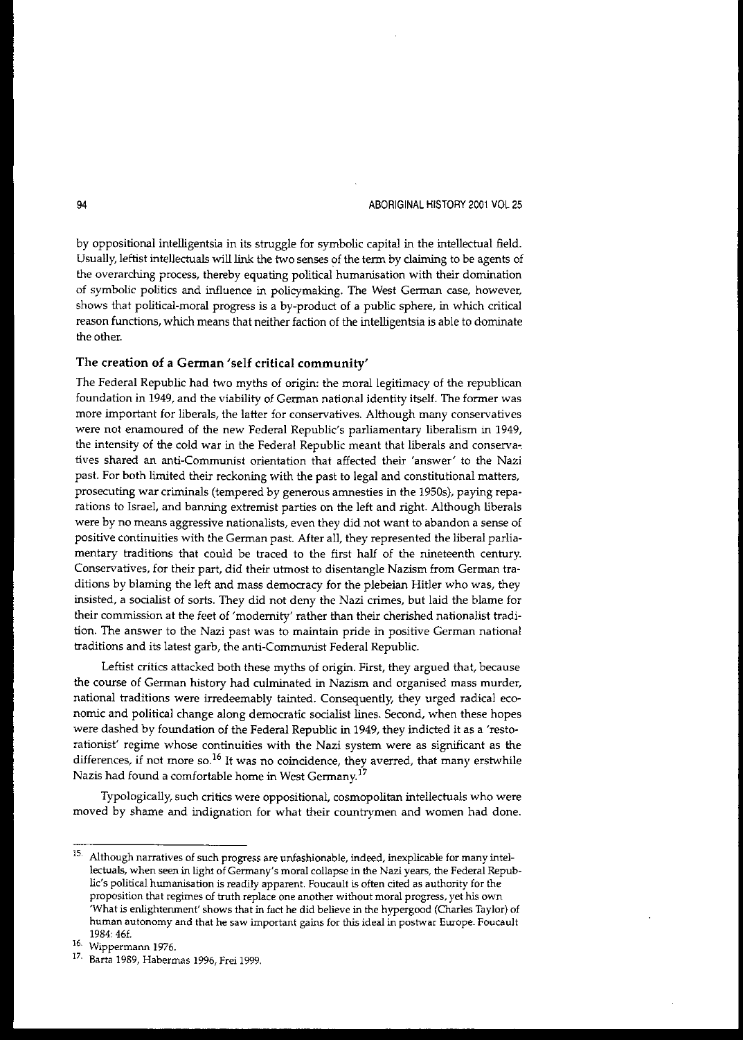by oppositional intelligentsia in its struggle for symbolic capital in the intellectual field. Usually, leftist intellectuals will link the two senses of the term by claiming to be agents of the overarching process, thereby equating political humanisation with their domination of symbolic politics and influence in policymaking. The West German case, however, shows that political-moral progress is a by-product of a public sphere, in which critical reason functions, which means that neither faction of the intelligentsia is able to dominate the other.

## The creation of a German 'self critical community'

The Federal Republic had two myths of origin: the moral legitimacy of the republican foundation in 1949, and the viability of German national identity itself. The former was more important for liberals, the latter for conservatives. Although many conservatives were not enamoured of the new Federal Republic's parliamentary liberalism in 1949, the intensity of the cold war in the Federal Republic meant that liberals and conservatives shared an anti-Communist orientation that affected their 'answer' to the Nazi past. For both limited their reckoning with the past to legal and constitutional matters, prosecuting war criminals (tempered by generous amnesties in the 1950s), paying reparations to Israel, and banning extremist parties on the left and right. Although liberals were by no means aggressive nationalists, even they did not want to abandon a sense of positive continuities with the German past. After all, they represented the liberal parliamentary traditions that could be traced to the first half of the nineteenth century. Conservatives, for their part, did their utmost to disentangle Nazism from German traditions by blaming the left and mass democracy for the plebeian Hitler who was, they insisted, a socialist of sorts. They did not deny the Nazi crimes, but laid the blame for their commission at the feet of 'modernity' rather than their cherished nationalist tradition. The answer to the Nazi past was to maintain pride in positive German national traditions and its latest garb, the anti-Communist Federal Republic.

Leftist critics attacked both these myths of origin. First, they argued that, because the course of German history had culminated in Nazism and organised mass murder, national traditions were irredeemably tainted. Consequently, they urged radical economic and political change along democratic socialist lines. Second, when these hopes were dashed by foundation of the Federal Republic in 1949, they indicted it as a 'restorationist' regime whose continuities with the Nazi system were as significant as the differences, if not more so.[16] It was no coincidence, they averred, that many erstwhile Nazis had found a comfortable home in West Germany.[17]

Typologically, such critics were oppositional, cosmopolitan intellectuals who were moved by shame and indignation for what their countrymen and women had done.

---

15. Although narratives of such progress are unfashionable, indeed, inexplicable for many intellectuals, when seen in light of Germany's moral collapse in the Nazi years, the Federal Republic's political humanisation is readily apparent. Foucault is often cited as authority for the proposition that regimes of truth replace one another without moral progress, yet his own 'What is enlightenment' shows that in fact he did believe in the hypergood (Charles Taylor) of human autonomy and that he saw important gains for this ideal in postwar Europe. Foucault 1984: 46f.

16. Wippermann 1976.

17. Barta 1989, Habermas 1996, Frei 1999.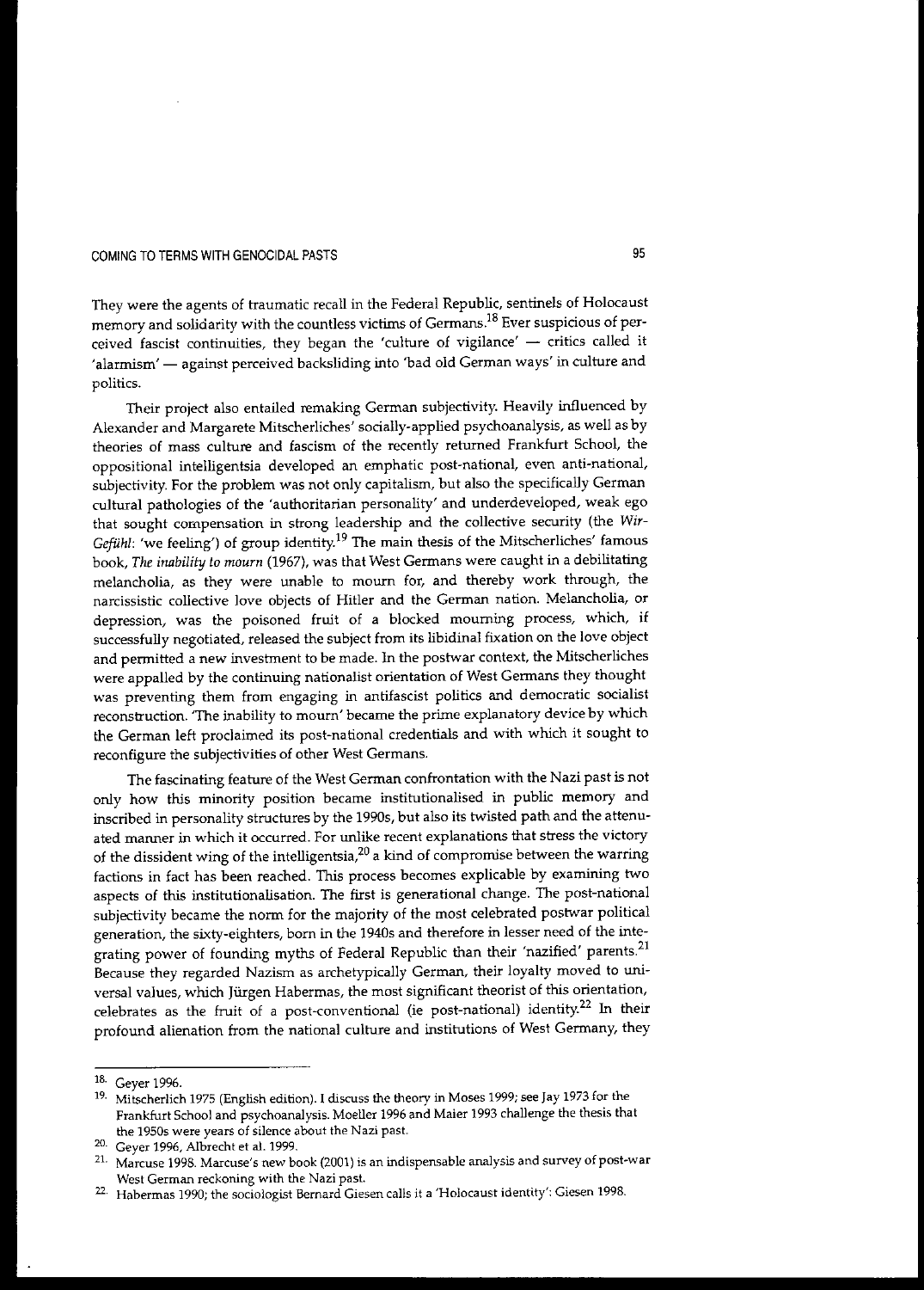They were the agents of traumatic recall in the Federal Republic, sentinels of Holocaust memory and solidarity with the countless victims of Germans.[18] Ever suspicious of perceived fascist continuities, they began the 'culture of vigilance' — critics called it 'alarmism' — against perceived backsliding into 'bad old German ways' in culture and politics.

Their project also entailed remaking German subjectivity. Heavily influenced by Alexander and Margarete Mitscherliches' socially-applied psychoanalysis, as well as by theories of mass culture and fascism of the recently returned Frankfurt School, the oppositional intelligentsia developed an emphatic post-national, even anti-national, subjectivity. For the problem was not only capitalism, but also the specifically German cultural pathologies of the 'authoritarian personality' and underdeveloped, weak ego that sought compensation in strong leadership and the collective security (the *Wir-Gefühl*: 'we feeling') of group identity.[19] The main thesis of the Mitscherliches' famous book, *The inability to mourn* (1967), was that West Germans were caught in a debilitating melancholia, as they were unable to mourn for, and thereby work through, the narcissistic collective love objects of Hitler and the German nation. Melancholia, or depression, was the poisoned fruit of a blocked mourning process, which, if successfully negotiated, released the subject from its libidinal fixation on the love object and permitted a new investment to be made. In the postwar context, the Mitscherliches were appalled by the continuing nationalist orientation of West Germans they thought was preventing them from engaging in antifascist politics and democratic socialist reconstruction. 'The inability to mourn' became the prime explanatory device by which the German left proclaimed its post-national credentials and with which it sought to reconfigure the subjectivities of other West Germans.

The fascinating feature of the West German confrontation with the Nazi past is not only how this minority position became institutionalised in public memory and inscribed in personality structures by the 1990s, but also its twisted path and the attenuated manner in which it occurred. For unlike recent explanations that stress the victory of the dissident wing of the intelligentsia,[20] a kind of compromise between the warring factions in fact has been reached. This process becomes explicable by examining two aspects of this institutionalisation. The first is generational change. The post-national subjectivity became the norm for the majority of the most celebrated postwar political generation, the sixty-eighters, born in the 1940s and therefore in lesser need of the integrating power of founding myths of Federal Republic than their 'nazified' parents.[21] Because they regarded Nazism as archetypically German, their loyalty moved to universal values, which Jürgen Habermas, the most significant theorist of this orientation, celebrates as the fruit of a post-conventional (ie post-national) identity.[22] In their profound alienation from the national culture and institutions of West Germany, they

---

18. Geyer 1996.

19. Mitscherlich 1975 (English edition). I discuss the theory in Moses 1999; see Jay 1973 for the Frankfurt School and psychoanalysis. Moeller 1996 and Maier 1993 challenge the thesis that the 1950s were years of silence about the Nazi past.

20. Geyer 1996, Albrecht et al. 1999.

21. Marcuse 1998. Marcuse's new book (2001) is an indispensable analysis and survey of post-war West German reckoning with the Nazi past.

22. Habermas 1990; the sociologist Bernard Giesen calls it a 'Holocaust identity': Giesen 1998.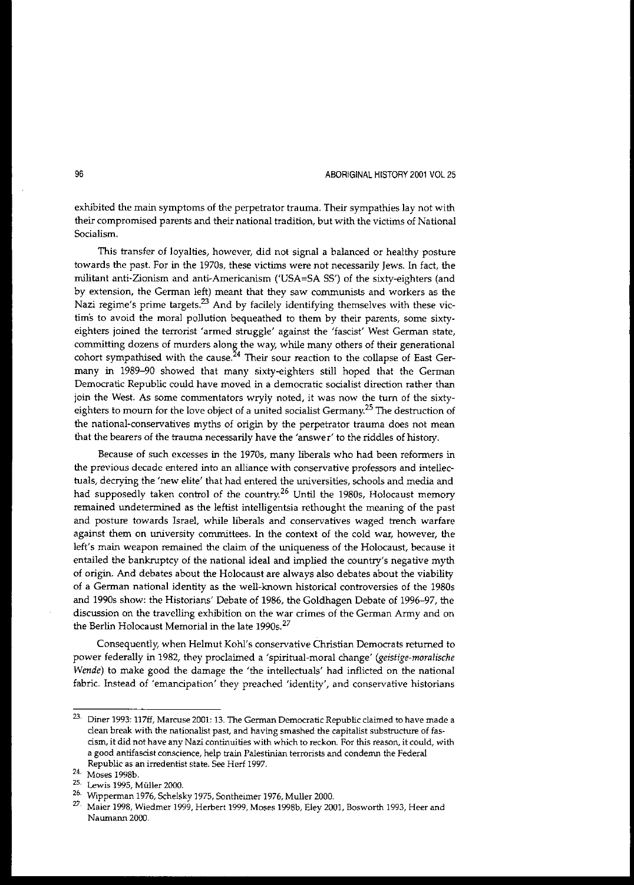exhibited the main symptoms of the perpetrator trauma. Their sympathies lay not with their compromised parents and their national tradition, but with the victims of National Socialism.

This transfer of loyalties, however, did not signal a balanced or healthy posture towards the past. For in the 1970s, these victims were not necessarily Jews. In fact, the militant anti-Zionism and anti-Americanism ('USA=SA SS') of the sixty-eighters (and by extension, the German left) meant that they saw communists and workers as the Nazi regime's prime targets.[23] And by facilely identifying themselves with these victim's to avoid the moral pollution bequeathed to them by their parents, some sixty-eighters joined the terrorist 'armed struggle' against the 'fascist' West German state, committing dozens of murders along the way, while many others of their generational cohort sympathised with the cause.[24] Their sour reaction to the collapse of East Germany in 1989–90 showed that many sixty-eighters still hoped that the German Democratic Republic could have moved in a democratic socialist direction rather than join the West. As some commentators wryly noted, it was now the turn of the sixty-eighters to mourn for the love object of a united socialist Germany.[25] The destruction of the national-conservatives myths of origin by the perpetrator trauma does not mean that the bearers of the trauma necessarily have the 'answer' to the riddles of history.

Because of such excesses in the 1970s, many liberals who had been reformers in the previous decade entered into an alliance with conservative professors and intellectuals, decrying the 'new elite' that had entered the universities, schools and media and had supposedly taken control of the country.[26] Until the 1980s, Holocaust memory remained undetermined as the leftist intelligentsia rethought the meaning of the past and posture towards Israel, while liberals and conservatives waged trench warfare against them on university committees. In the context of the cold war, however, the left's main weapon remained the claim of the uniqueness of the Holocaust, because it entailed the bankruptcy of the national ideal and implied the country's negative myth of origin. And debates about the Holocaust are always also debates about the viability of a German national identity as the well-known historical controversies of the 1980s and 1990s show: the Historians' Debate of 1986, the Goldhagen Debate of 1996–97, the discussion on the travelling exhibition on the war crimes of the German Army and on the Berlin Holocaust Memorial in the late 1990s.[27]

Consequently, when Helmut Kohl's conservative Christian Democrats returned to power federally in 1982, they proclaimed a 'spiritual-moral change' (*geistige-moralische Wende*) to make good the damage the 'the intellectuals' had inflicted on the national fabric. Instead of 'emancipation' they preached 'identity', and conservative historians

---

23. Diner 1993: 117ff, Marcuse 2001: 13. The German Democratic Republic claimed to have made a clean break with the nationalist past, and having smashed the capitalist substructure of fascism, it did not have any Nazi continuities with which to reckon. For this reason, it could, with a good antifascist conscience, help train Palestinian terrorists and condemn the Federal Republic as an irredentist state. See Herf 1997.

24. Moses 1998b.

25. Lewis 1995, Müller 2000.

26. Wipperman 1976, Schelsky 1975, Sontheimer 1976, Muller 2000.

27. Maier 1998, Wiedmer 1999, Herbert 1999, Moses 1998b, Eley 2001, Bosworth 1993, Heer and Naumann 2000.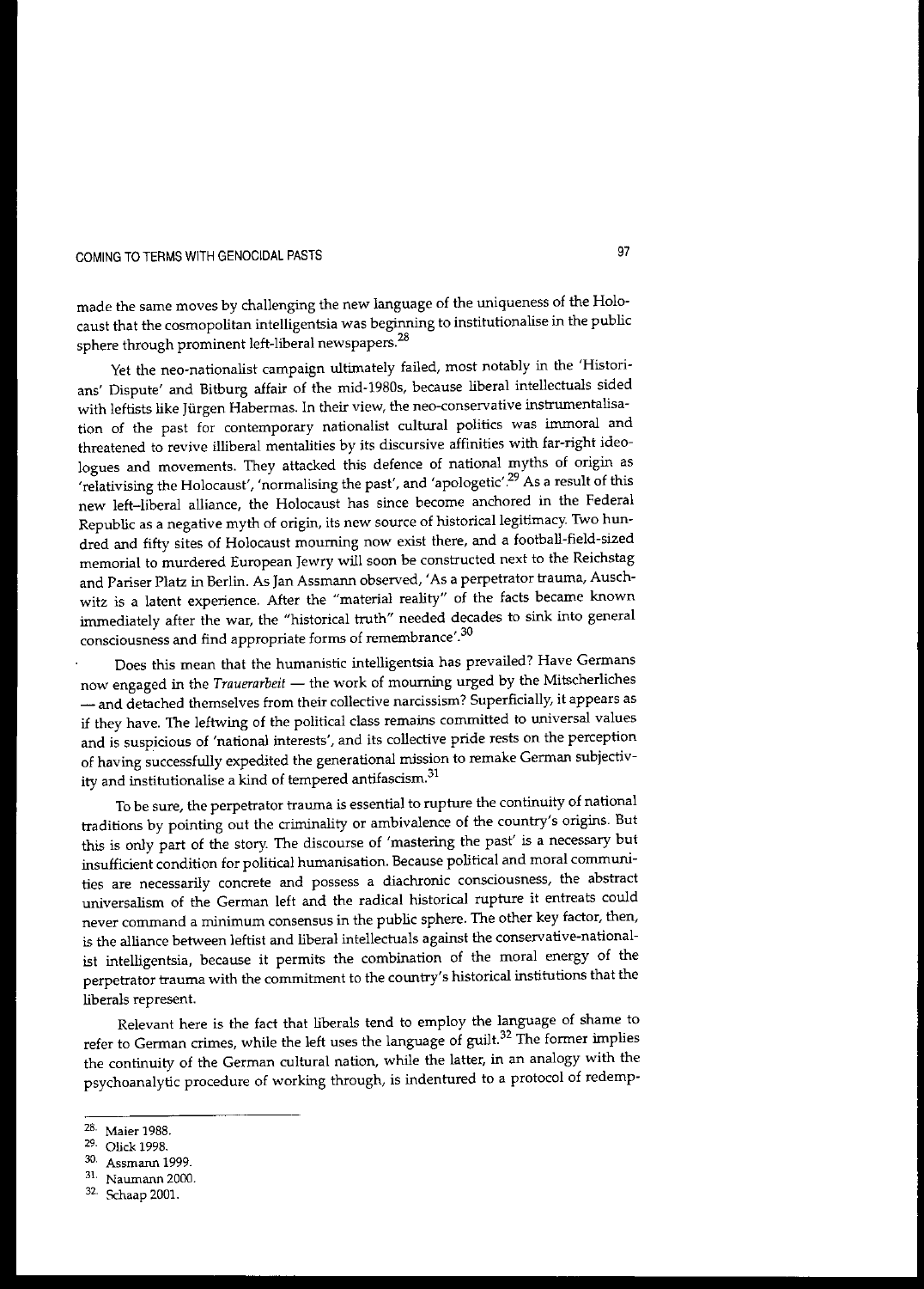made the same moves by challenging the new language of the uniqueness of the Holocaust that the cosmopolitan intelligentsia was beginning to institutionalise in the public sphere through prominent left-liberal newspapers.[28]

Yet the neo-nationalist campaign ultimately failed, most notably in the 'Historians' Dispute' and Bitburg affair of the mid-1980s, because liberal intellectuals sided with leftists like Jürgen Habermas. In their view, the neo-conservative instrumentalisation of the past for contemporary nationalist cultural politics was immoral and threatened to revive illiberal mentalities by its discursive affinities with far-right ideologues and movements. They attacked this defence of national myths of origin as 'relativising the Holocaust', 'normalising the past', and 'apologetic'.[29] As a result of this new left–liberal alliance, the Holocaust has since become anchored in the Federal Republic as a negative myth of origin, its new source of historical legitimacy. Two hundred and fifty sites of Holocaust mourning now exist there, and a football-field-sized memorial to murdered European Jewry will soon be constructed next to the Reichstag and Pariser Platz in Berlin. As Jan Assmann observed, 'As a perpetrator trauma, Auschwitz is a latent experience. After the "material reality" of the facts became known immediately after the war, the "historical truth" needed decades to sink into general consciousness and find appropriate forms of remembrance'.[30]

Does this mean that the humanistic intelligentsia has prevailed? Have Germans now engaged in the *Trauerarbeit* — the work of mourning urged by the Mitscherliches — and detached themselves from their collective narcissism? Superficially, it appears as if they have. The leftwing of the political class remains committed to universal values and is suspicious of 'national interests', and its collective pride rests on the perception of having successfully expedited the generational mission to remake German subjectivity and institutionalise a kind of tempered antifascism.[31]

To be sure, the perpetrator trauma is essential to rupture the continuity of national traditions by pointing out the criminality or ambivalence of the country's origins. But this is only part of the story. The discourse of 'mastering the past' is a necessary but insufficient condition for political humanisation. Because political and moral communities are necessarily concrete and possess a diachronic consciousness, the abstract universalism of the German left and the radical historical rupture it entreats could never command a minimum consensus in the public sphere. The other key factor, then, is the alliance between leftist and liberal intellectuals against the conservative-nationalist intelligentsia, because it permits the combination of the moral energy of the perpetrator trauma with the commitment to the country's historical institutions that the liberals represent.

Relevant here is the fact that liberals tend to employ the language of shame to refer to German crimes, while the left uses the language of guilt.[32] The former implies the continuity of the German cultural nation, while the latter, in an analogy with the psychoanalytic procedure of working through, is indentured to a protocol of redemp-

---

28. Maier 1988.
29. Olick 1998.
30. Assmann 1999.
31. Naumann 2000.
32. Schaap 2001.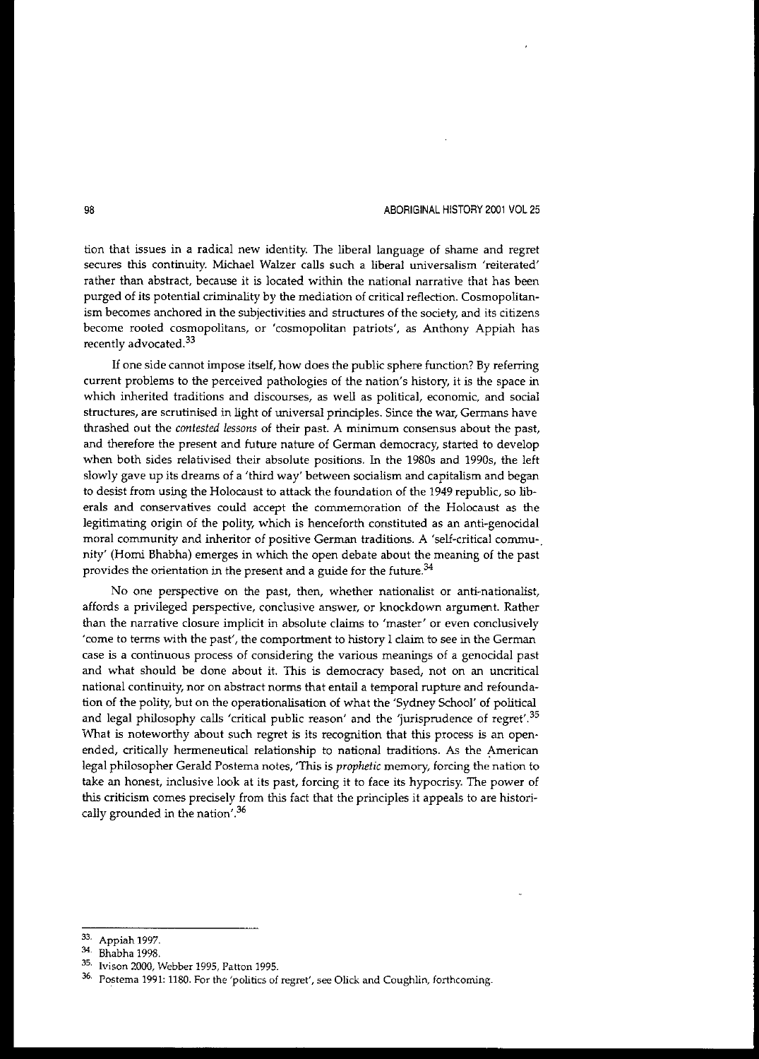tion that issues in a radical new identity. The liberal language of shame and regret secures this continuity. Michael Walzer calls such a liberal universalism 'reiterated' rather than abstract, because it is located within the national narrative that has been purged of its potential criminality by the mediation of critical reflection. Cosmopolitanism becomes anchored in the subjectivities and structures of the society, and its citizens become rooted cosmopolitans, or 'cosmopolitan patriots', as Anthony Appiah has recently advocated.[33]

If one side cannot impose itself, how does the public sphere function? By referring current problems to the perceived pathologies of the nation's history, it is the space in which inherited traditions and discourses, as well as political, economic, and social structures, are scrutinised in light of universal principles. Since the war, Germans have thrashed out the *contested lessons* of their past. A minimum consensus about the past, and therefore the present and future nature of German democracy, started to develop when both sides relativised their absolute positions. In the 1980s and 1990s, the left slowly gave up its dreams of a 'third way' between socialism and capitalism and began to desist from using the Holocaust to attack the foundation of the 1949 republic, so liberals and conservatives could accept the commemoration of the Holocaust as the legitimating origin of the polity, which is henceforth constituted as an anti-genocidal moral community and inheritor of positive German traditions. A 'self-critical community' (Homi Bhabha) emerges in which the open debate about the meaning of the past provides the orientation in the present and a guide for the future.[34]

No one perspective on the past, then, whether nationalist or anti-nationalist, affords a privileged perspective, conclusive answer, or knockdown argument. Rather than the narrative closure implicit in absolute claims to 'master' or even conclusively 'come to terms with the past', the comportment to history I claim to see in the German case is a continuous process of considering the various meanings of a genocidal past and what should be done about it. This is democracy based, not on an uncritical national continuity, nor on abstract norms that entail a temporal rupture and refoundation of the polity, but on the operationalisation of what the 'Sydney School' of political and legal philosophy calls 'critical public reason' and the 'jurisprudence of regret'.[35] What is noteworthy about such regret is its recognition that this process is an open-ended, critically hermeneutical relationship to national traditions. As the American legal philosopher Gerald Postema notes, 'This is *prophetic* memory, forcing the nation to take an honest, inclusive look at its past, forcing it to face its hypocrisy. The power of this criticism comes precisely from this fact that the principles it appeals to are historically grounded in the nation'.[36]

---

33. Appiah 1997.
34. Bhabha 1998.
35. Ivison 2000, Webber 1995, Patton 1995.
36. Postema 1991: 1180. For the 'politics of regret', see Olick and Coughlin, forthcoming.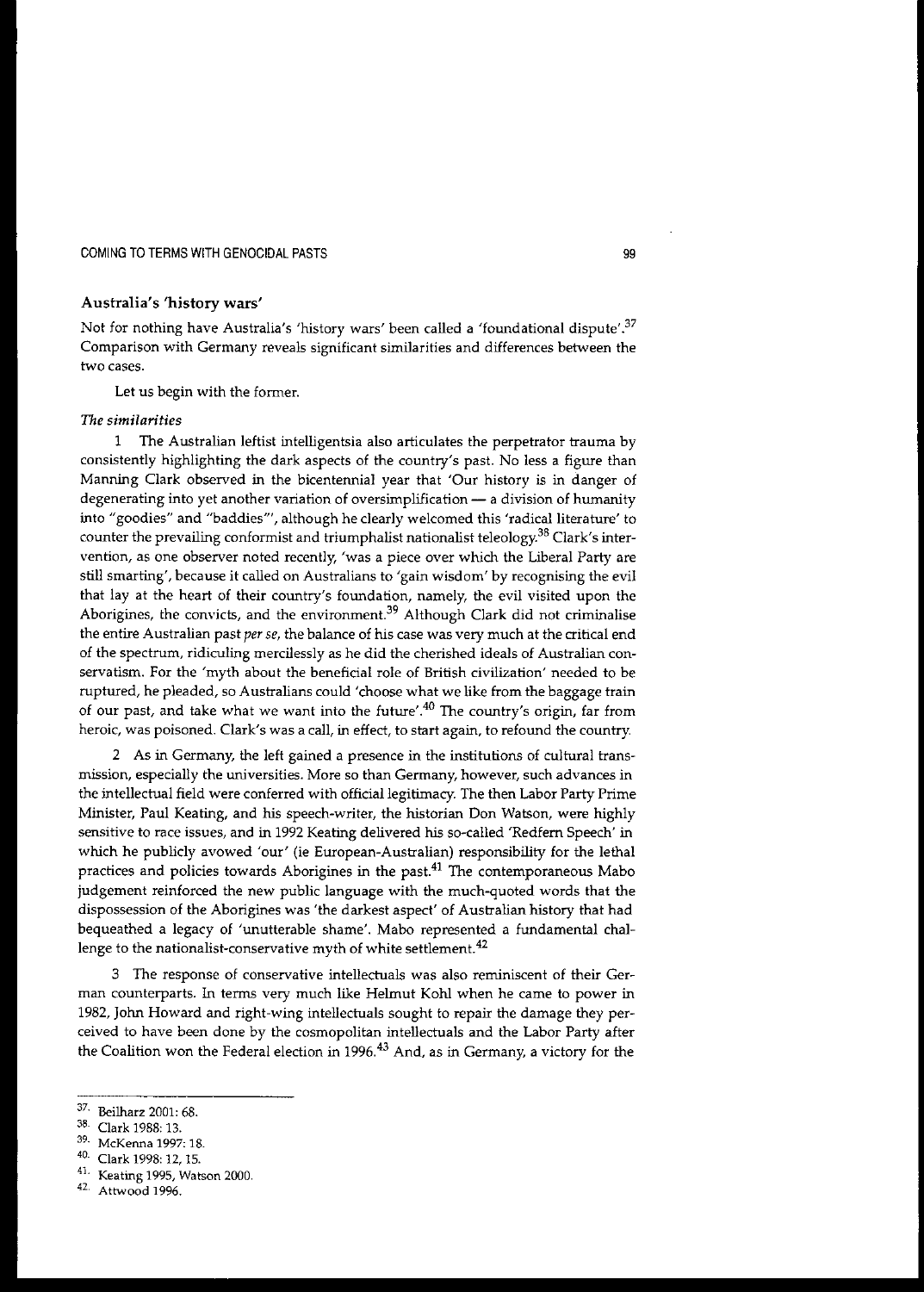## Australia's 'history wars'

Not for nothing have Australia's 'history wars' been called a 'foundational dispute'.[37] Comparison with Germany reveals significant similarities and differences between the two cases.

Let us begin with the former.

### *The similarities*

1 The Australian leftist intelligentsia also articulates the perpetrator trauma by consistently highlighting the dark aspects of the country's past. No less a figure than Manning Clark observed in the bicentennial year that 'Our history is in danger of degenerating into yet another variation of oversimplification — a division of humanity into "goodies" and "baddies"', although he clearly welcomed this 'radical literature' to counter the prevailing conformist and triumphalist nationalist teleology.[38] Clark's intervention, as one observer noted recently, 'was a piece over which the Liberal Party are still smarting', because it called on Australians to 'gain wisdom' by recognising the evil that lay at the heart of their country's foundation, namely, the evil visited upon the Aborigines, the convicts, and the environment.[39] Although Clark did not criminalise the entire Australian past *per se*, the balance of his case was very much at the critical end of the spectrum, ridiculing mercilessly as he did the cherished ideals of Australian conservatism. For the 'myth about the beneficial role of British civilization' needed to be ruptured, he pleaded, so Australians could 'choose what we like from the baggage train of our past, and take what we want into the future'.[40] The country's origin, far from heroic, was poisoned. Clark's was a call, in effect, to start again, to refound the country.

2 As in Germany, the left gained a presence in the institutions of cultural transmission, especially the universities. More so than Germany, however, such advances in the intellectual field were conferred with official legitimacy. The then Labor Party Prime Minister, Paul Keating, and his speech-writer, the historian Don Watson, were highly sensitive to race issues, and in 1992 Keating delivered his so-called 'Redfern Speech' in which he publicly avowed 'our' (ie European-Australian) responsibility for the lethal practices and policies towards Aborigines in the past.[41] The contemporaneous Mabo judgement reinforced the new public language with the much-quoted words that the dispossession of the Aborigines was 'the darkest aspect' of Australian history that had bequeathed a legacy of 'unutterable shame'. Mabo represented a fundamental challenge to the nationalist-conservative myth of white settlement.[42]

3 The response of conservative intellectuals was also reminiscent of their German counterparts. In terms very much like Helmut Kohl when he came to power in 1982, John Howard and right-wing intellectuals sought to repair the damage they perceived to have been done by the cosmopolitan intellectuals and the Labor Party after the Coalition won the Federal election in 1996.[43] And, as in Germany, a victory for the

---

37. Beilharz 2001: 68.
38. Clark 1988: 13.
39. McKenna 1997: 18.
40. Clark 1998: 12, 15.
41. Keating 1995, Watson 2000.
42. Attwood 1996.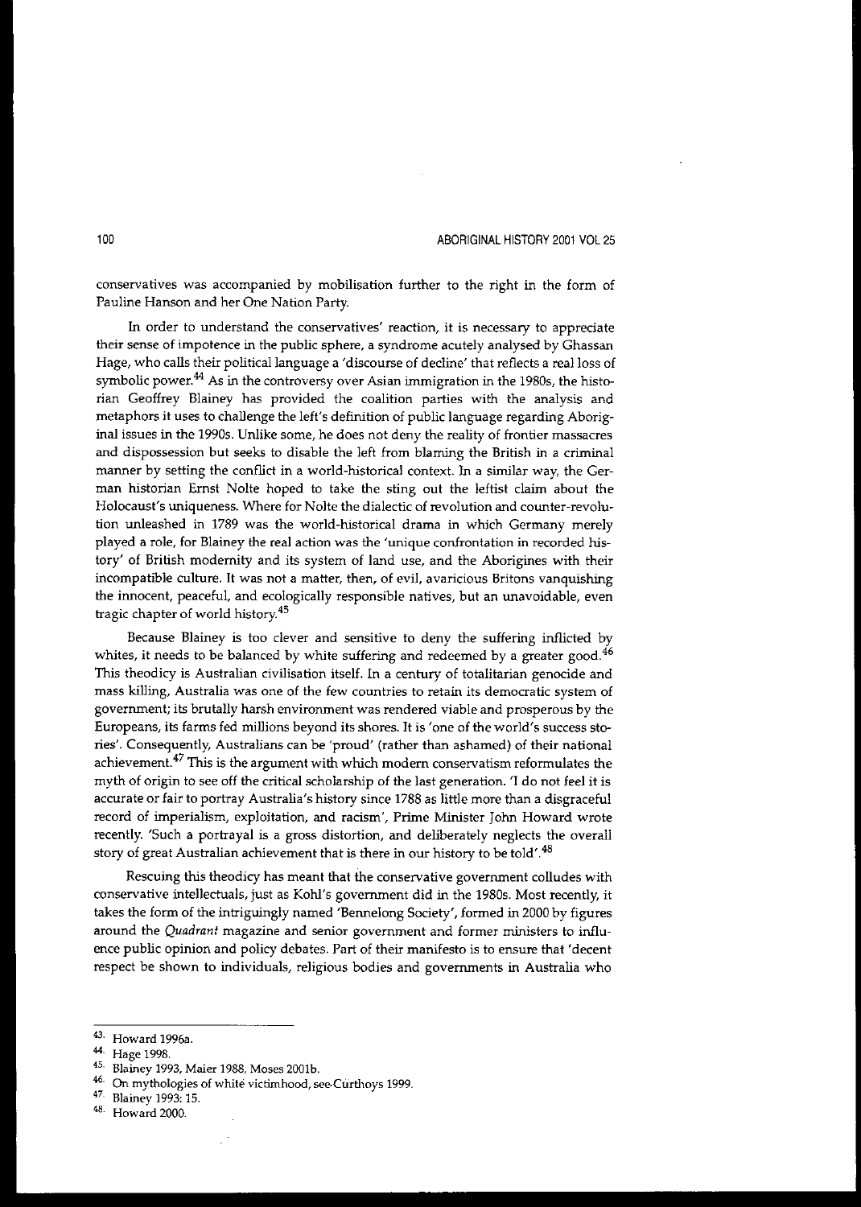conservatives was accompanied by mobilisation further to the right in the form of Pauline Hanson and her One Nation Party.

In order to understand the conservatives' reaction, it is necessary to appreciate their sense of impotence in the public sphere, a syndrome acutely analysed by Ghassan Hage, who calls their political language a 'discourse of decline' that reflects a real loss of symbolic power.[44] As in the controversy over Asian immigration in the 1980s, the historian Geoffrey Blainey has provided the coalition parties with the analysis and metaphors it uses to challenge the left's definition of public language regarding Aboriginal issues in the 1990s. Unlike some, he does not deny the reality of frontier massacres and dispossession but seeks to disable the left from blaming the British in a criminal manner by setting the conflict in a world-historical context. In a similar way, the German historian Ernst Nolte hoped to take the sting out the leftist claim about the Holocaust's uniqueness. Where for Nolte the dialectic of revolution and counter-revolution unleashed in 1789 was the world-historical drama in which Germany merely played a role, for Blainey the real action was the 'unique confrontation in recorded history' of British modernity and its system of land use, and the Aborigines with their incompatible culture. It was not a matter, then, of evil, avaricious Britons vanquishing the innocent, peaceful, and ecologically responsible natives, but an unavoidable, even tragic chapter of world history.[45]

Because Blainey is too clever and sensitive to deny the suffering inflicted by whites, it needs to be balanced by white suffering and redeemed by a greater good.[46] This theodicy is Australian civilisation itself. In a century of totalitarian genocide and mass killing, Australia was one of the few countries to retain its democratic system of government; its brutally harsh environment was rendered viable and prosperous by the Europeans, its farms fed millions beyond its shores. It is 'one of the world's success stories'. Consequently, Australians can be 'proud' (rather than ashamed) of their national achievement.[47] This is the argument with which modern conservatism reformulates the myth of origin to see off the critical scholarship of the last generation. 'I do not feel it is accurate or fair to portray Australia's history since 1788 as little more than a disgraceful record of imperialism, exploitation, and racism', Prime Minister John Howard wrote recently. 'Such a portrayal is a gross distortion, and deliberately neglects the overall story of great Australian achievement that is there in our history to be told'.[48]

Rescuing this theodicy has meant that the conservative government colludes with conservative intellectuals, just as Kohl's government did in the 1980s. Most recently, it takes the form of the intriguingly named 'Bennelong Society', formed in 2000 by figures around the *Quadrant* magazine and senior government and former ministers to influence public opinion and policy debates. Part of their manifesto is to ensure that 'decent respect be shown to individuals, religious bodies and governments in Australia who

---

43. Howard 1996a.
44. Hage 1998.
45. Blainey 1993, Maier 1988, Moses 2001b.
46. On mythologies of white victimhood, see Curthoys 1999.
47. Blainey 1993: 15.
48. Howard 2000.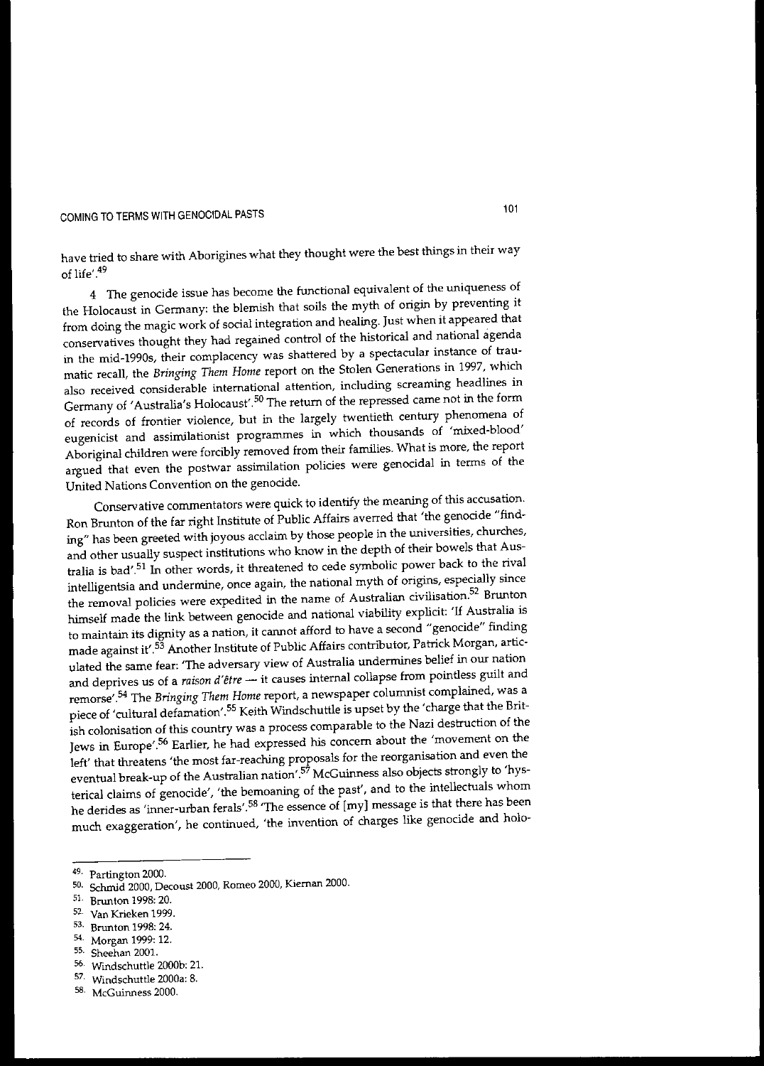have tried to share with Aborigines what they thought were the best things in their way of life'.[49]

4 The genocide issue has become the functional equivalent of the uniqueness of the Holocaust in Germany: the blemish that soils the myth of origin by preventing it from doing the magic work of social integration and healing. Just when it appeared that conservatives thought they had regained control of the historical and national agenda in the mid-1990s, their complacency was shattered by a spectacular instance of traumatic recall, the *Bringing Them Home* report on the Stolen Generations in 1997, which also received considerable international attention, including screaming headlines in Germany of 'Australia's Holocaust'.[50] The return of the repressed came not in the form of records of frontier violence, but in the largely twentieth century phenomena of eugenicist and assimilationist programmes in which thousands of 'mixed-blood' Aboriginal children were forcibly removed from their families. What is more, the report argued that even the postwar assimilation policies were genocidal in terms of the United Nations Convention on the genocide.

Conservative commentators were quick to identify the meaning of this accusation. Ron Brunton of the far right Institute of Public Affairs averred that 'the genocide "finding" has been greeted with joyous acclaim by those people in the universities, churches, and other usually suspect institutions who know in the depth of their bowels that Australia is bad'.[51] In other words, it threatened to cede symbolic power back to the rival intelligentsia and undermine, once again, the national myth of origins, especially since the removal policies were expedited in the name of Australian civilisation.[52] Brunton himself made the link between genocide and national viability explicit: 'If Australia is to maintain its dignity as a nation, it cannot afford to have a second "genocide" finding made against it'.[53] Another Institute of Public Affairs contributor, Patrick Morgan, articulated the same fear: 'The adversary view of Australia undermines belief in our nation and deprives us of a *raison d'être* — it causes internal collapse from pointless guilt and remorse'.[54] The *Bringing Them Home* report, a newspaper columnist complained, was a piece of 'cultural defamation'.[55] Keith Windschuttle is upset by the 'charge that the British colonisation of this country was a process comparable to the Nazi destruction of the Jews in Europe'.[56] Earlier, he had expressed his concern about the 'movement on the left' that threatens 'the most far-reaching proposals for the reorganisation and even the eventual break-up of the Australian nation'.[57] McGuinness also objects strongly to 'hysterical claims of genocide', 'the bemoaning of the past', and to the intellectuals whom he derides as 'inner-urban ferals'.[58] 'The essence of [my] message is that there has been much exaggeration', he continued, 'the invention of charges like genocide and holo-

---

49. Partington 2000.
50. Schmid 2000, Decoust 2000, Romeo 2000, Kiernan 2000.
51. Brunton 1998: 20.
52. Van Krieken 1999.
53. Brunton 1998: 24.
54. Morgan 1999: 12.
55. Sheehan 2001.
56. Windschuttle 2000b: 21.
57. Windschuttle 2000a: 8.
58. McGuinness 2000.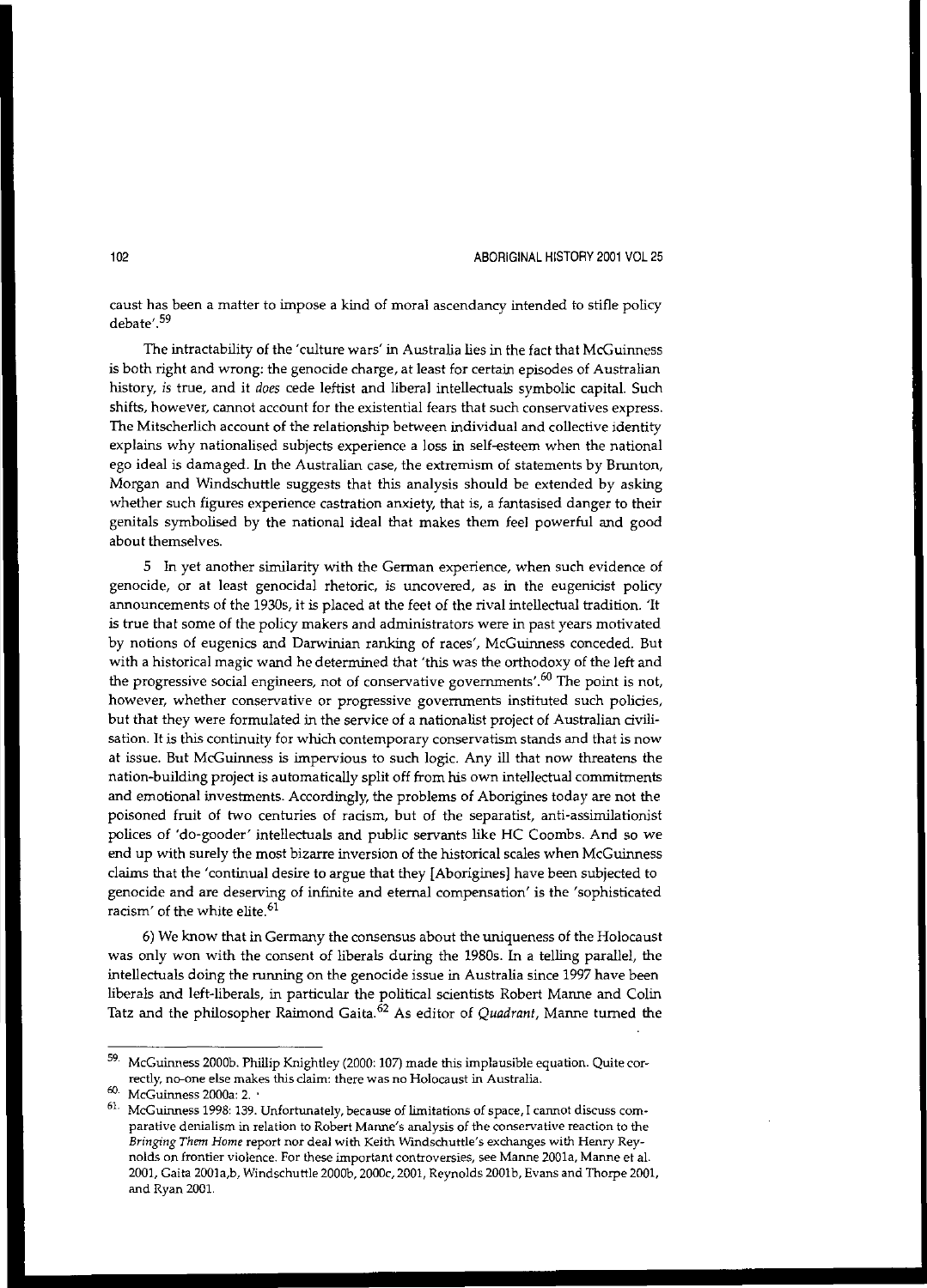caust has been a matter to impose a kind of moral ascendancy intended to stifle policy debate'.[59]

The intractability of the 'culture wars' in Australia lies in the fact that McGuinness is both right and wrong: the genocide charge, at least for certain episodes of Australian history, *is* true, and it *does* cede leftist and liberal intellectuals symbolic capital. Such shifts, however, cannot account for the existential fears that such conservatives express. The Mitscherlich account of the relationship between individual and collective identity explains why nationalised subjects experience a loss in self-esteem when the national ego ideal is damaged. In the Australian case, the extremism of statements by Brunton, Morgan and Windschuttle suggests that this analysis should be extended by asking whether such figures experience castration anxiety, that is, a fantasised danger to their genitals symbolised by the national ideal that makes them feel powerful and good about themselves.

5 In yet another similarity with the German experience, when such evidence of genocide, or at least genocidal rhetoric, is uncovered, as in the eugenicist policy announcements of the 1930s, it is placed at the feet of the rival intellectual tradition. 'It is true that some of the policy makers and administrators were in past years motivated by notions of eugenics and Darwinian ranking of races', McGuinness conceded. But with a historical magic wand he determined that 'this was the orthodoxy of the left and the progressive social engineers, not of conservative governments'.[60] The point is not, however, whether conservative or progressive governments instituted such policies, but that they were formulated in the service of a nationalist project of Australian civilisation. It is this continuity for which contemporary conservatism stands and that is now at issue. But McGuinness is impervious to such logic. Any ill that now threatens the nation-building project is automatically split off from his own intellectual commitments and emotional investments. Accordingly, the problems of Aborigines today are not the poisoned fruit of two centuries of racism, but of the separatist, anti-assimilationist polices of 'do-gooder' intellectuals and public servants like HC Coombs. And so we end up with surely the most bizarre inversion of the historical scales when McGuinness claims that the 'continual desire to argue that they [Aborigines] have been subjected to genocide and are deserving of infinite and eternal compensation' is the 'sophisticated racism' of the white elite.[61]

6) We know that in Germany the consensus about the uniqueness of the Holocaust was only won with the consent of liberals during the 1980s. In a telling parallel, the intellectuals doing the running on the genocide issue in Australia since 1997 have been liberals and left-liberals, in particular the political scientists Robert Manne and Colin Tatz and the philosopher Raimond Gaita.[62] As editor of *Quadrant*, Manne turned the

---

[59] McGuinness 2000b. Phillip Knightley (2000: 107) made this implausible equation. Quite correctly, no-one else makes this claim: there was no Holocaust in Australia.

[60] McGuinness 2000a: 2.

[61] McGuinness 1998: 139. Unfortunately, because of limitations of space, I cannot discuss comparative denialism in relation to Robert Manne's analysis of the conservative reaction to the *Bringing Them Home* report nor deal with Keith Windschuttle's exchanges with Henry Reynolds on frontier violence. For these important controversies, see Manne 2001a, Manne et al. 2001, Gaita 2001a,b, Windschuttle 2000b, 2000c, 2001, Reynolds 2001b, Evans and Thorpe 2001, and Ryan 2001.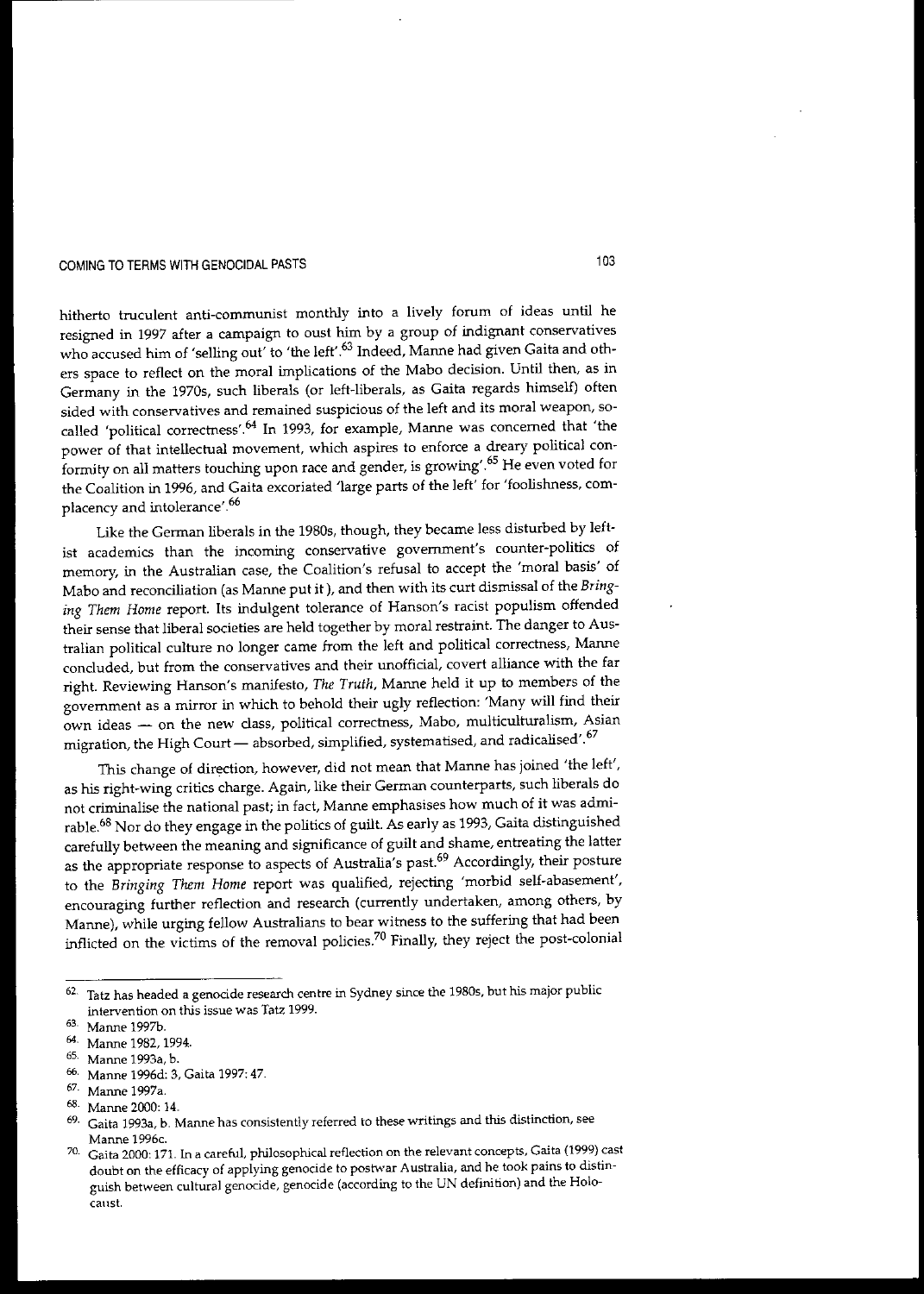hitherto truculent anti-communist monthly into a lively forum of ideas until he resigned in 1997 after a campaign to oust him by a group of indignant conservatives who accused him of 'selling out' to 'the left'.[63] Indeed, Manne had given Gaita and others space to reflect on the moral implications of the Mabo decision. Until then, as in Germany in the 1970s, such liberals (or left-liberals, as Gaita regards himself) often sided with conservatives and remained suspicious of the left and its moral weapon, so-called 'political correctness'.[64] In 1993, for example, Manne was concerned that 'the power of that intellectual movement, which aspires to enforce a dreary political conformity on all matters touching upon race and gender, is growing'.[65] He even voted for the Coalition in 1996, and Gaita excoriated 'large parts of the left' for 'foolishness, complacency and intolerance'.[66]

Like the German liberals in the 1980s, though, they became less disturbed by leftist academics than the incoming conservative government's counter-politics of memory, in the Australian case, the Coalition's refusal to accept the 'moral basis' of Mabo and reconciliation (as Manne put it), and then with its curt dismissal of the *Bringing Them Home* report. Its indulgent tolerance of Hanson's racist populism offended their sense that liberal societies are held together by moral restraint. The danger to Australian political culture no longer came from the left and political correctness, Manne concluded, but from the conservatives and their unofficial, covert alliance with the far right. Reviewing Hanson's manifesto, *The Truth*, Manne held it up to members of the government as a mirror in which to behold their ugly reflection: 'Many will find their own ideas — on the new class, political correctness, Mabo, multiculturalism, Asian migration, the High Court — absorbed, simplified, systematised, and radicalised'.[67]

This change of direction, however, did not mean that Manne has joined 'the left', as his right-wing critics charge. Again, like their German counterparts, such liberals do not criminalise the national past; in fact, Manne emphasises how much of it was admirable.[68] Nor do they engage in the politics of guilt. As early as 1993, Gaita distinguished carefully between the meaning and significance of guilt and shame, entreating the latter as the appropriate response to aspects of Australia's past.[69] Accordingly, their posture to the *Bringing Them Home* report was qualified, rejecting 'morbid self-abasement', encouraging further reflection and research (currently undertaken, among others, by Manne), while urging fellow Australians to bear witness to the suffering that had been inflicted on the victims of the removal policies.[70] Finally, they reject the post-colonial

---

62. Tatz has headed a genocide research centre in Sydney since the 1980s, but his major public intervention on this issue was Tatz 1999.

63. Manne 1997b.

64. Manne 1982, 1994.

65. Manne 1993a, b.

66. Manne 1996d: 3, Gaita 1997: 47.

67. Manne 1997a.

68. Manne 2000: 14.

69. Gaita 1993a, b. Manne has consistently referred to these writings and this distinction, see Manne 1996c.

70. Gaita 2000: 171. In a careful, philosophical reflection on the relevant concepts, Gaita (1999) cast doubt on the efficacy of applying genocide to postwar Australia, and he took pains to distinguish between cultural genocide, genocide (according to the UN definition) and the Holocaust.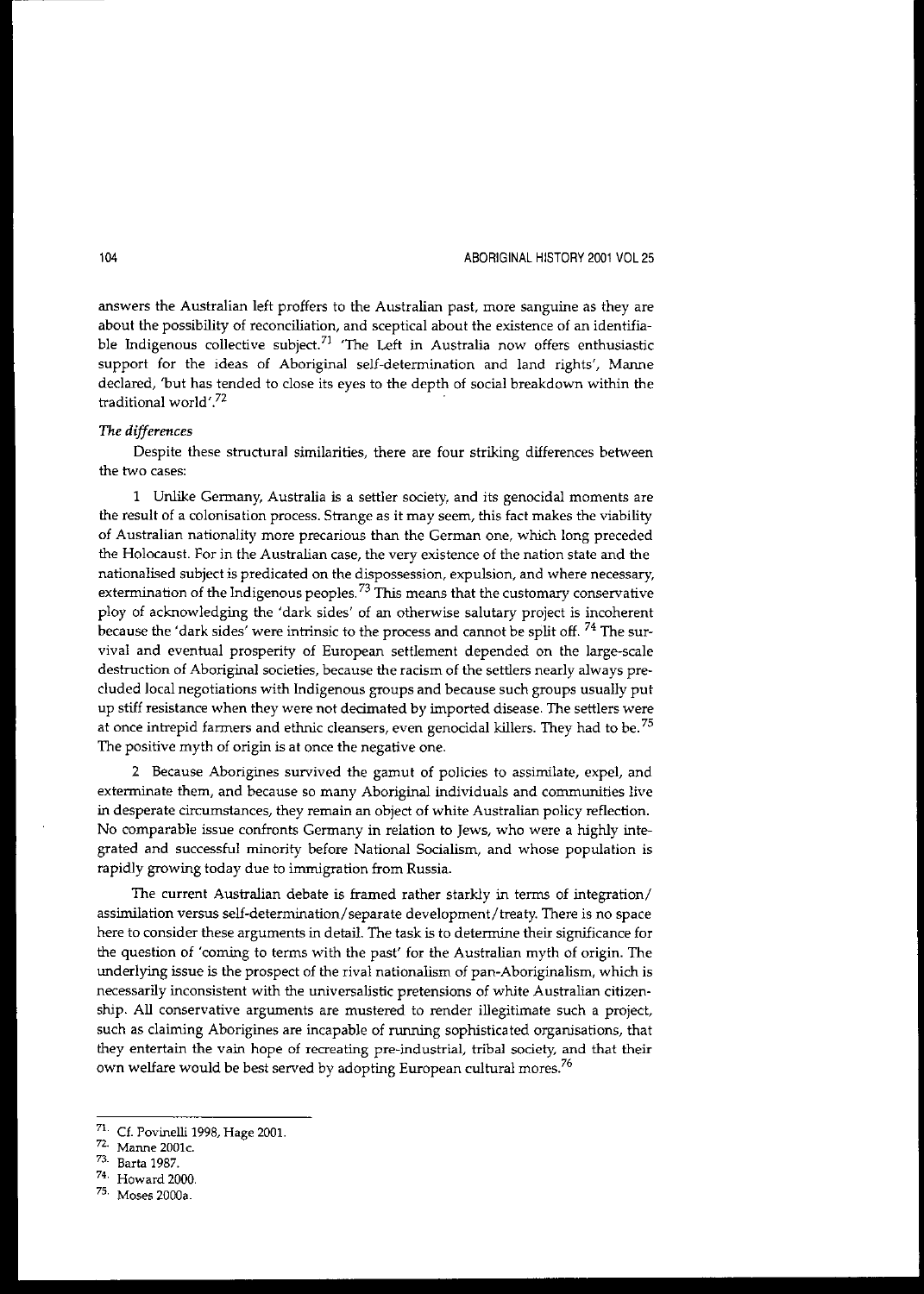answers the Australian left proffers to the Australian past, more sanguine as they are about the possibility of reconciliation, and sceptical about the existence of an identifiable Indigenous collective subject.[71] 'The Left in Australia now offers enthusiastic support for the ideas of Aboriginal self-determination and land rights', Manne declared, 'but has tended to close its eyes to the depth of social breakdown within the traditional world'.[72]

*The differences*

Despite these structural similarities, there are four striking differences between the two cases:

1 Unlike Germany, Australia is a settler society, and its genocidal moments are the result of a colonisation process. Strange as it may seem, this fact makes the viability of Australian nationality more precarious than the German one, which long preceded the Holocaust. For in the Australian case, the very existence of the nation state and the nationalised subject is predicated on the dispossession, expulsion, and where necessary, extermination of the Indigenous peoples.[73] This means that the customary conservative ploy of acknowledging the 'dark sides' of an otherwise salutary project is incoherent because the 'dark sides' were intrinsic to the process and cannot be split off.[74] The survival and eventual prosperity of European settlement depended on the large-scale destruction of Aboriginal societies, because the racism of the settlers nearly always precluded local negotiations with Indigenous groups and because such groups usually put up stiff resistance when they were not decimated by imported disease. The settlers were at once intrepid farmers and ethnic cleansers, even genocidal killers. They had to be.[75] The positive myth of origin is at once the negative one.

2 Because Aborigines survived the gamut of policies to assimilate, expel, and exterminate them, and because so many Aboriginal individuals and communities live in desperate circumstances, they remain an object of white Australian policy reflection. No comparable issue confronts Germany in relation to Jews, who were a highly integrated and successful minority before National Socialism, and whose population is rapidly growing today due to immigration from Russia.

The current Australian debate is framed rather starkly in terms of integration/assimilation versus self-determination/separate development/treaty. There is no space here to consider these arguments in detail. The task is to determine their significance for the question of 'coming to terms with the past' for the Australian myth of origin. The underlying issue is the prospect of the rival nationalism of pan-Aboriginalism, which is necessarily inconsistent with the universalistic pretensions of white Australian citizenship. All conservative arguments are mustered to render illegitimate such a project, such as claiming Aborigines are incapable of running sophisticated organisations, that they entertain the vain hope of recreating pre-industrial, tribal society, and that their own welfare would be best served by adopting European cultural mores.[76]

---

[71] Cf. Povinelli 1998, Hage 2001.

[72] Manne 2001c.

[73] Barta 1987.

[74] Howard 2000.

[75] Moses 2000a.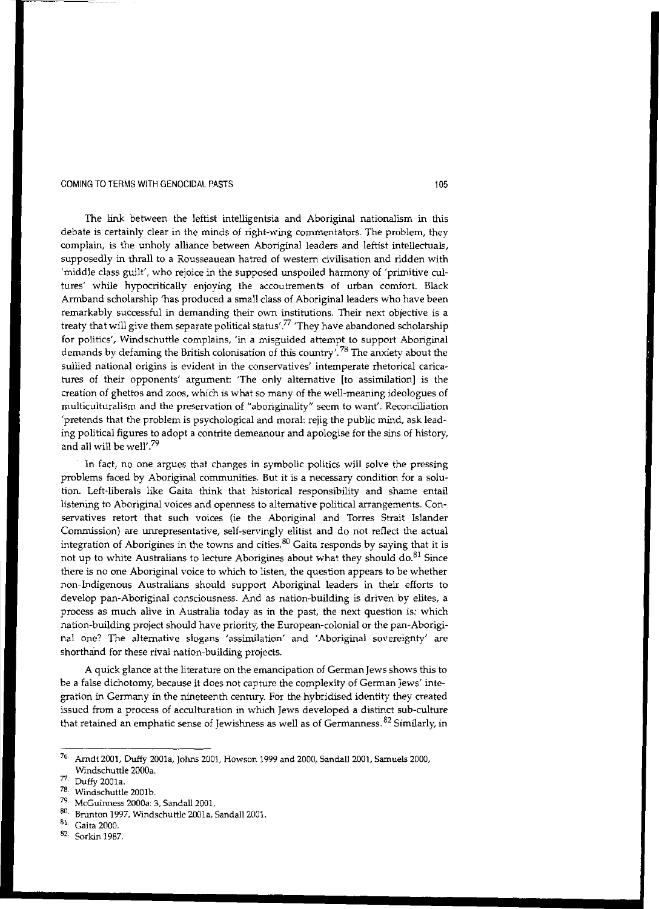The link between the leftist intelligentsia and Aboriginal nationalism in this debate is certainly clear in the minds of right-wing commentators. The problem, they complain, is the unholy alliance between Aboriginal leaders and leftist intellectuals, supposedly in thrall to a Rousseauean hatred of western civilisation and ridden with 'middle class guilt', who rejoice in the supposed unspoiled harmony of 'primitive cultures' while hypocritically enjoying the accoutrements of urban comfort. Black Armband scholarship 'has produced a small class of Aboriginal leaders who have been remarkably successful in demanding their own institutions. Their next objective is a treaty that will give them separate political status'.[77] 'They have abandoned scholarship for politics', Windschuttle complains, 'in a misguided attempt to support Aboriginal demands by defaming the British colonisation of this country'.[78] The anxiety about the sullied national origins is evident in the conservatives' intemperate rhetorical caricatures of their opponents' argument: 'The only alternative [to assimilation] is the creation of ghettos and zoos, which is what so many of the well-meaning ideologues of multiculturalism and the preservation of "aboriginality" seem to want'. Reconciliation 'pretends that the problem is psychological and moral: rejig the public mind, ask leading political figures to adopt a contrite demeanour and apologise for the sins of history, and all will be well'.[79]

In fact, no one argues that changes in symbolic politics will solve the pressing problems faced by Aboriginal communities. But it is a necessary condition for a solution. Left-liberals like Gaita think that historical responsibility and shame entail listening to Aboriginal voices and openness to alternative political arrangements. Conservatives retort that such voices (ie the Aboriginal and Torres Strait Islander Commission) are unrepresentative, self-servingly elitist and do not reflect the actual integration of Aborigines in the towns and cities.[80] Gaita responds by saying that it is not up to white Australians to lecture Aborigines about what they should do.[81] Since there is no one Aboriginal voice to which to listen, the question appears to be whether non-Indigenous Australians should support Aboriginal leaders in their efforts to develop pan-Aboriginal consciousness. And as nation-building is driven by elites, a process as much alive in Australia today as in the past, the next question is: which nation-building project should have priority, the European-colonial or the pan-Aboriginal one? The alternative slogans 'assimilation' and 'Aboriginal sovereignty' are shorthand for these rival nation-building projects.

A quick glance at the literature on the emancipation of German Jews shows this to be a false dichotomy, because it does not capture the complexity of German Jews' integration in Germany in the nineteenth century. For the hybridised identity they created issued from a process of acculturation in which Jews developed a distinct sub-culture that retained an emphatic sense of Jewishness as well as of Germanness.[82] Similarly, in

---

76. Arndt 2001, Duffy 2001a, Johns 2001, Howson 1999 and 2000, Sandall 2001, Samuels 2000, Windschuttle 2000a.
77. Duffy 2001a.
78. Windschuttle 2001b.
79. McGuinness 2000a: 3, Sandall 2001.
80. Brunton 1997, Windschuttle 2001a, Sandall 2001.
81. Gaita 2000.
82. Sorkin 1987.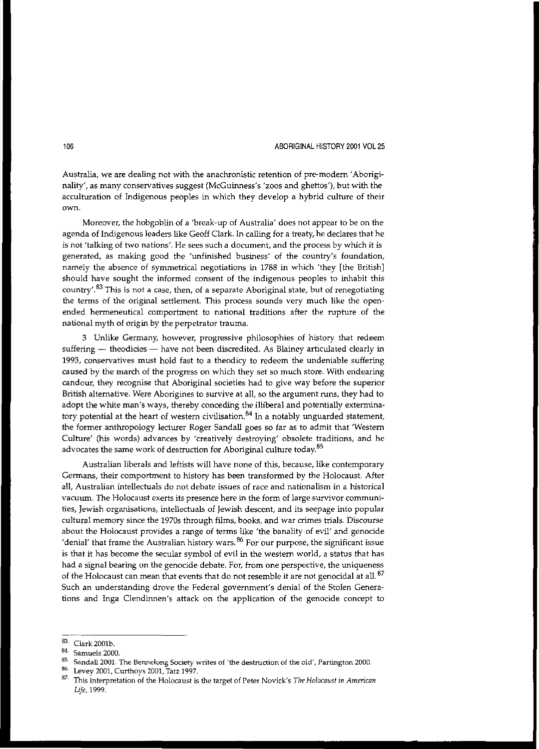Australia, we are dealing not with the anachronistic retention of pre-modern 'Aboriginality', as many conservatives suggest (McGuinness's 'zoos and ghettos'), but with the acculturation of Indigenous peoples in which they develop a hybrid culture of their own.

Moreover, the hobgoblin of a 'break-up of Australia' does not appear to be on the agenda of Indigenous leaders like Geoff Clark. In calling for a treaty, he declares that he is not 'talking of two nations'. He sees such a document, and the process by which it is generated, as making good the 'unfinished business' of the country's foundation, namely the absence of symmetrical negotiations in 1788 in which 'they [the British] should have sought the informed consent of the indigenous peoples to inhabit this country'.[83] This is not a case, then, of a separate Aboriginal state, but of renegotiating the terms of the original settlement. This process sounds very much like the open-ended hermeneutical comportment to national traditions after the rupture of the national myth of origin by the perpetrator trauma.

3 Unlike Germany, however, progressive philosophies of history that redeem suffering — theodicies — have not been discredited. As Blainey articulated clearly in 1993, conservatives must hold fast to a theodicy to redeem the undeniable suffering caused by the march of the progress on which they set so much store. With endearing candour, they recognise that Aboriginal societies had to give way before the superior British alternative. Were Aborigines to survive at all, so the argument runs, they had to adopt the white man's ways, thereby conceding the illiberal and potentially exterminatory potential at the heart of western civilisation.[84] In a notably unguarded statement, the former anthropology lecturer Roger Sandall goes so far as to admit that 'Western Culture' (his words) advances by 'creatively destroying' obsolete traditions, and he advocates the same work of destruction for Aboriginal culture today.[85]

Australian liberals and leftists will have none of this, because, like contemporary Germans, their comportment to history has been transformed by the Holocaust. After all, Australian intellectuals do not debate issues of race and nationalism in a historical vacuum. The Holocaust exerts its presence here in the form of large survivor communities, Jewish organisations, intellectuals of Jewish descent, and its seepage into popular cultural memory since the 1970s through films, books, and war crimes trials. Discourse about the Holocaust provides a range of terms like 'the banality of evil' and genocide 'denial' that frame the Australian history wars.[86] For our purpose, the significant issue is that it has become the secular symbol of evil in the western world, a status that has had a signal bearing on the genocide debate. For, from one perspective, the uniqueness of the Holocaust can mean that events that do not resemble it are not genocidal at all.[87] Such an understanding drove the Federal government's denial of the Stolen Generations and Inga Clendinnen's attack on the application of the genocide concept to

---

83. Clark 2001b.
84. Samuels 2000.
85. Sandall 2001. The Bennelong Society writes of 'the destruction of the old', Partington 2000.
86. Levey 2001, Curthoys 2001, Tatz 1997.
87. This interpretation of the Holocaust is the target of Peter Novick's *The Holocaust in American Life*, 1999.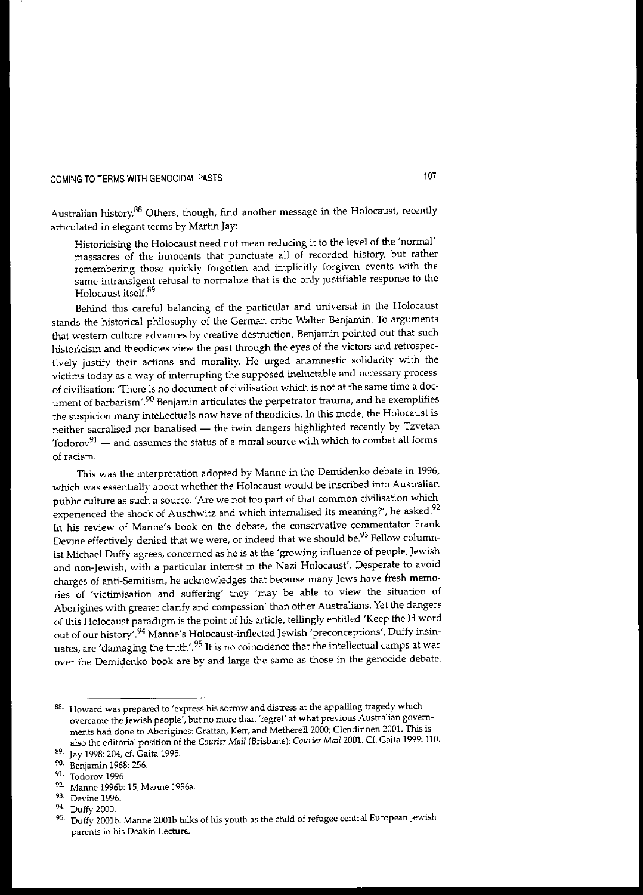Australian history.[88] Others, though, find another message in the Holocaust, recently articulated in elegant terms by Martin Jay:

> Historicising the Holocaust need not mean reducing it to the level of the 'normal' massacres of the innocents that punctuate all of recorded history, but rather remembering those quickly forgotten and implicitly forgiven events with the same intransigent refusal to normalize that is the only justifiable response to the Holocaust itself.[89]

Behind this careful balancing of the particular and universal in the Holocaust stands the historical philosophy of the German critic Walter Benjamin. To arguments that western culture advances by creative destruction, Benjamin pointed out that such historicism and theodicies view the past through the eyes of the victors and retrospectively justify their actions and morality. He urged anamnestic solidarity with the victims today as a way of interrupting the supposed ineluctable and necessary process of civilisation: 'There is no document of civilisation which is not at the same time a document of barbarism'.[90] Benjamin articulates the perpetrator trauma, and he exemplifies the suspicion many intellectuals now have of theodicies. In this mode, the Holocaust is neither sacralised nor banalised — the twin dangers highlighted recently by Tzvetan Todorov[91] — and assumes the status of a moral source with which to combat all forms of racism.

This was the interpretation adopted by Manne in the Demidenko debate in 1996, which was essentially about whether the Holocaust would be inscribed into Australian public culture as such a source. 'Are we not too part of that common civilisation which experienced the shock of Auschwitz and which internalised its meaning?', he asked.[92] In his review of Manne's book on the debate, the conservative commentator Frank Devine effectively denied that we were, or indeed that we should be.[93] Fellow columnist Michael Duffy agrees, concerned as he is at the 'growing influence of people, Jewish and non-Jewish, with a particular interest in the Nazi Holocaust'. Desperate to avoid charges of anti-Semitism, he acknowledges that because many Jews have fresh memories of 'victimisation and suffering' they 'may be able to view the situation of Aborigines with greater clarify and compassion' than other Australians. Yet the dangers of this Holocaust paradigm is the point of his article, tellingly entitled 'Keep the H word out of our history'.[94] Manne's Holocaust-inflected Jewish 'preconceptions', Duffy insinuates, are 'damaging the truth'.[95] It is no coincidence that the intellectual camps at war over the Demidenko book are by and large the same as those in the genocide debate.

---

88. Howard was prepared to 'express his sorrow and distress at the appalling tragedy which overcame the Jewish people', but no more than 'regret' at what previous Australian governments had done to Aborigines: Grattan, Kerr, and Metherell 2000; Clendinnen 2001. This is also the editorial position of the *Courier Mail* (Brisbane): *Courier Mail* 2001. Cf. Gaita 1999: 110.

89. Jay 1998: 204, cf. Gaita 1995.

90. Benjamin 1968: 256.

91. Todorov 1996.

92. Manne 1996b: 15, Manne 1996a.

93. Devine 1996.

94. Duffy 2000.

95. Duffy 2001b. Manne 2001b talks of his youth as the child of refugee central European Jewish parents in his Deakin Lecture.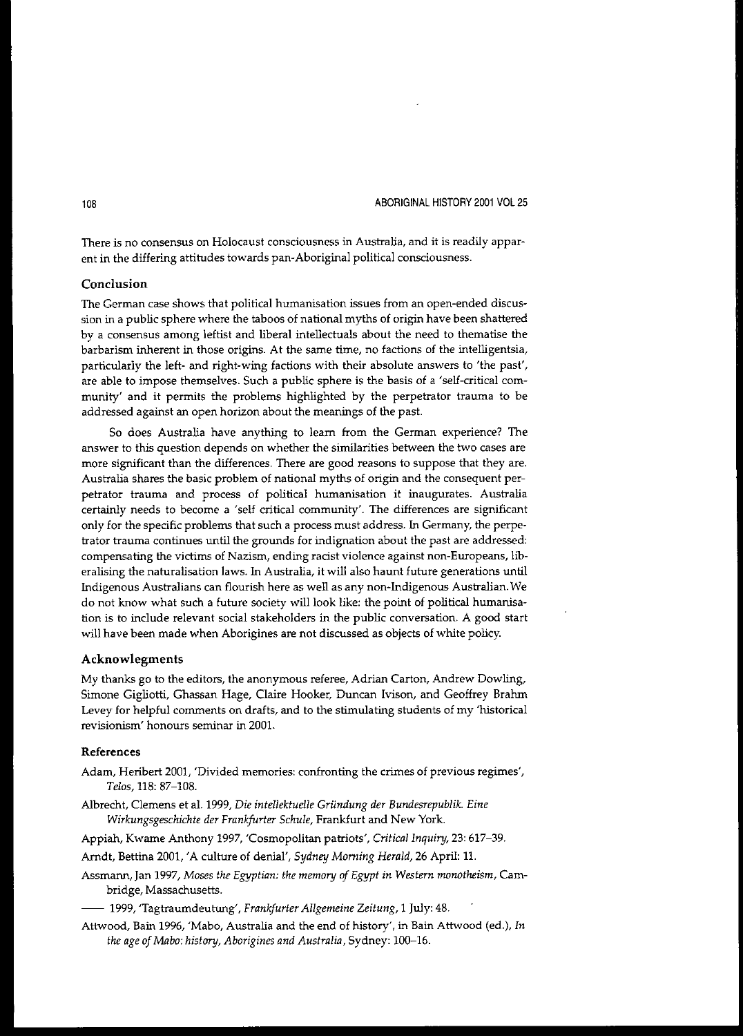There is no consensus on Holocaust consciousness in Australia, and it is readily apparent in the differing attitudes towards pan-Aboriginal political consciousness.

## Conclusion

The German case shows that political humanisation issues from an open-ended discussion in a public sphere where the taboos of national myths of origin have been shattered by a consensus among leftist and liberal intellectuals about the need to thematise the barbarism inherent in those origins. At the same time, no factions of the intelligentsia, particularly the left- and right-wing factions with their absolute answers to 'the past', are able to impose themselves. Such a public sphere is the basis of a 'self-critical community' and it permits the problems highlighted by the perpetrator trauma to be addressed against an open horizon about the meanings of the past.

So does Australia have anything to learn from the German experience? The answer to this question depends on whether the similarities between the two cases are more significant than the differences. There are good reasons to suppose that they are. Australia shares the basic problem of national myths of origin and the consequent perpetrator trauma and process of political humanisation it inaugurates. Australia certainly needs to become a 'self critical community'. The differences are significant only for the specific problems that such a process must address. In Germany, the perpetrator trauma continues until the grounds for indignation about the past are addressed: compensating the victims of Nazism, ending racist violence against non-Europeans, liberalising the naturalisation laws. In Australia, it will also haunt future generations until Indigenous Australians can flourish here as well as any non-Indigenous Australian. We do not know what such a future society will look like: the point of political humanisation is to include relevant social stakeholders in the public conversation. A good start will have been made when Aborigines are not discussed as objects of white policy.

## Acknowlegments

My thanks go to the editors, the anonymous referee, Adrian Carton, Andrew Dowling, Simone Gigliotti, Ghassan Hage, Claire Hooker, Duncan Ivison, and Geoffrey Brahm Levey for helpful comments on drafts, and to the stimulating students of my 'historical revisionism' honours seminar in 2001.

## References

Adam, Heribert 2001, 'Divided memories: confronting the crimes of previous regimes', *Telos*, 118: 87–108.

Albrecht, Clemens et al. 1999, *Die intellektuelle Gründung der Bundesrepublik. Eine Wirkungsgeschichte der Frankfurter Schule*, Frankfurt and New York.

Appiah, Kwame Anthony 1997, 'Cosmopolitan patriots', *Critical Inquiry*, 23: 617–39.

Arndt, Bettina 2001, 'A culture of denial', *Sydney Morning Herald*, 26 April: 11.

Assmann, Jan 1997, *Moses the Egyptian: the memory of Egypt in Western monotheism*, Cambridge, Massachusetts.

—— 1999, 'Tagtraumdeutung', *Frankfurter Allgemeine Zeitung*, 1 July: 48.

Attwood, Bain 1996, 'Mabo, Australia and the end of history', in Bain Attwood (ed.), *In the age of Mabo: history, Aborigines and Australia*, Sydney: 100–16.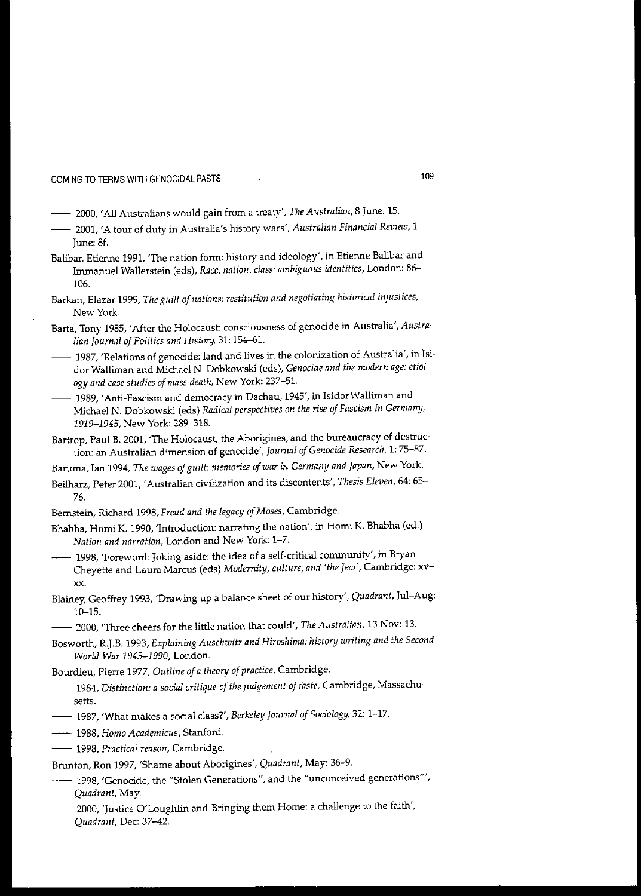—— 2000, 'All Australians would gain from a treaty', *The Australian*, 8 June: 15.

—— 2001, 'A tour of duty in Australia's history wars', *Australian Financial Review*, 1 June: 8f.

Balibar, Etienne 1991, 'The nation form: history and ideology', in Etienne Balibar and Immanuel Wallerstein (eds), *Race, nation, class: ambiguous identities*, London: 86–106.

Barkan, Elazar 1999, *The guilt of nations: restitution and negotiating historical injustices*, New York.

Barta, Tony 1985, 'After the Holocaust: consciousness of genocide in Australia', *Australian Journal of Politics and History*, 31: 154–61.

—— 1987, 'Relations of genocide: land and lives in the colonization of Australia', in Isidor Walliman and Michael N. Dobkowski (eds), *Genocide and the modern age: etiology and case studies of mass death*, New York: 237–51.

—— 1989, 'Anti-Fascism and democracy in Dachau, 1945', in Isidor Walliman and Michael N. Dobkowski (eds) *Radical perspectives on the rise of Fascism in Germany, 1919–1945*, New York: 289–318.

Bartrop, Paul B. 2001, 'The Holocaust, the Aborigines, and the bureaucracy of destruction: an Australian dimension of genocide', *Journal of Genocide Research*, 1: 75–87.

Baruma, Ian 1994, *The wages of guilt: memories of war in Germany and Japan*, New York.

Beilharz, Peter 2001, 'Australian civilization and its discontents', *Thesis Eleven*, 64: 65–76.

Bernstein, Richard 1998, *Freud and the legacy of Moses*, Cambridge.

Bhabha, Homi K. 1990, 'Introduction: narrating the nation', in Homi K. Bhabha (ed.) *Nation and narration*, London and New York: 1–7.

—— 1998, 'Foreword: Joking aside: the idea of a self-critical community', in Bryan Cheyette and Laura Marcus (eds) *Modernity, culture, and 'the Jew'*, Cambridge: xv–xx.

Blainey, Geoffrey 1993, 'Drawing up a balance sheet of our history', *Quadrant*, Jul–Aug: 10–15.

—— 2000, 'Three cheers for the little nation that could', *The Australian*, 13 Nov: 13.

Bosworth, R.J.B. 1993, *Explaining Auschwitz and Hiroshima: history writing and the Second World War 1945–1990*, London.

Bourdieu, Pierre 1977, *Outline of a theory of practice*, Cambridge.

—— 1984, *Distinction: a social critique of the judgement of taste*, Cambridge, Massachusetts.

—— 1987, 'What makes a social class?', *Berkeley Journal of Sociology*, 32: 1–17.

—— 1988, *Homo Academicus*, Stanford.

—— 1998, *Practical reason*, Cambridge.

Brunton, Ron 1997, 'Shame about Aborigines', *Quadrant*, May: 36–9.

—— 1998, 'Genocide, the "Stolen Generations", and the "unconceived generations"', *Quadrant*, May.

—— 2000, 'Justice O'Loughlin and Bringing them Home: a challenge to the faith', *Quadrant*, Dec: 37–42.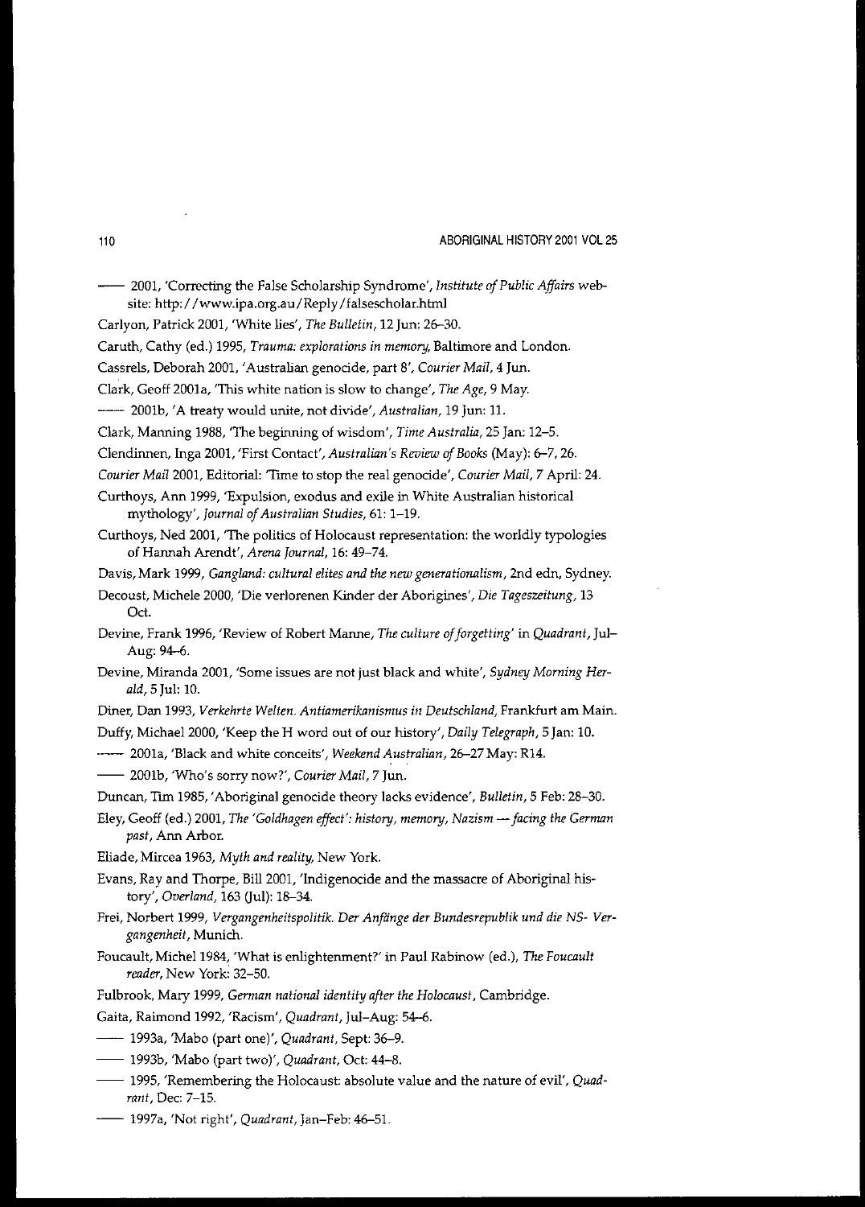—— 2001, 'Correcting the False Scholarship Syndrome', *Institute of Public Affairs* website: http://www.ipa.org.au/Reply/falsescholar.html

Carlyon, Patrick 2001, 'White lies', *The Bulletin*, 12 Jun: 26–30.

Caruth, Cathy (ed.) 1995, *Trauma: explorations in memory*, Baltimore and London.

Cassrels, Deborah 2001, 'Australian genocide, part 8', *Courier Mail*, 4 Jun.

Clark, Geoff 2001a, 'This white nation is slow to change', *The Age*, 9 May.

—— 2001b, 'A treaty would unite, not divide', *Australian*, 19 Jun: 11.

Clark, Manning 1988, 'The beginning of wisdom', *Time Australia*, 25 Jan: 12–5.

Clendinnen, Inga 2001, 'First Contact', *Australian's Review of Books* (May): 6–7, 26.

*Courier Mail* 2001, Editorial: 'Time to stop the real genocide', *Courier Mail*, 7 April: 24.

Curthoys, Ann 1999, 'Expulsion, exodus and exile in White Australian historical mythology', *Journal of Australian Studies*, 61: 1–19.

Curthoys, Ned 2001, 'The politics of Holocaust representation: the worldly typologies of Hannah Arendt', *Arena Journal*, 16: 49–74.

Davis, Mark 1999, *Gangland: cultural elites and the new generationalism*, 2nd edn, Sydney.

Decoust, Michele 2000, 'Die verlorenen Kinder der Aborigines', *Die Tageszeitung*, 13 Oct.

Devine, Frank 1996, 'Review of Robert Manne, *The culture of forgetting*' in *Quadrant*, Jul–Aug: 94–6.

Devine, Miranda 2001, 'Some issues are not just black and white', *Sydney Morning Herald*, 5 Jul: 10.

Diner, Dan 1993, *Verkehrte Welten. Antiamerikanismus in Deutschland*, Frankfurt am Main.

Duffy, Michael 2000, 'Keep the H word out of our history', *Daily Telegraph*, 5 Jan: 10.

—— 2001a, 'Black and white conceits', *Weekend Australian*, 26–27 May: R14.

—— 2001b, 'Who's sorry now?', *Courier Mail*, 7 Jun.

Duncan, Tim 1985, 'Aboriginal genocide theory lacks evidence', *Bulletin*, 5 Feb: 28–30.

Eley, Geoff (ed.) 2001, *The 'Goldhagen effect': history, memory, Nazism — facing the German past*, Ann Arbor.

Eliade, Mircea 1963, *Myth and reality*, New York.

Evans, Ray and Thorpe, Bill 2001, 'Indigenocide and the massacre of Aboriginal history', *Overland*, 163 (Jul): 18–34.

Frei, Norbert 1999, *Vergangenheitspolitik. Der Anfänge der Bundesrepublik und die NS- Vergangenheit*, Munich.

Foucault, Michel 1984, 'What is enlightenment?' in Paul Rabinow (ed.), *The Foucault reader*, New York: 32–50.

Fulbrook, Mary 1999, *German national identity after the Holocaust*, Cambridge.

Gaita, Raimond 1992, 'Racism', *Quadrant*, Jul–Aug: 54–6.

—— 1993a, 'Mabo (part one)', *Quadrant*, Sept: 36–9.

—— 1993b, 'Mabo (part two)', *Quadrant*, Oct: 44–8.

—— 1995, 'Remembering the Holocaust: absolute value and the nature of evil', *Quadrant*, Dec: 7–15.

—— 1997a, 'Not right', *Quadrant*, Jan–Feb: 46–51.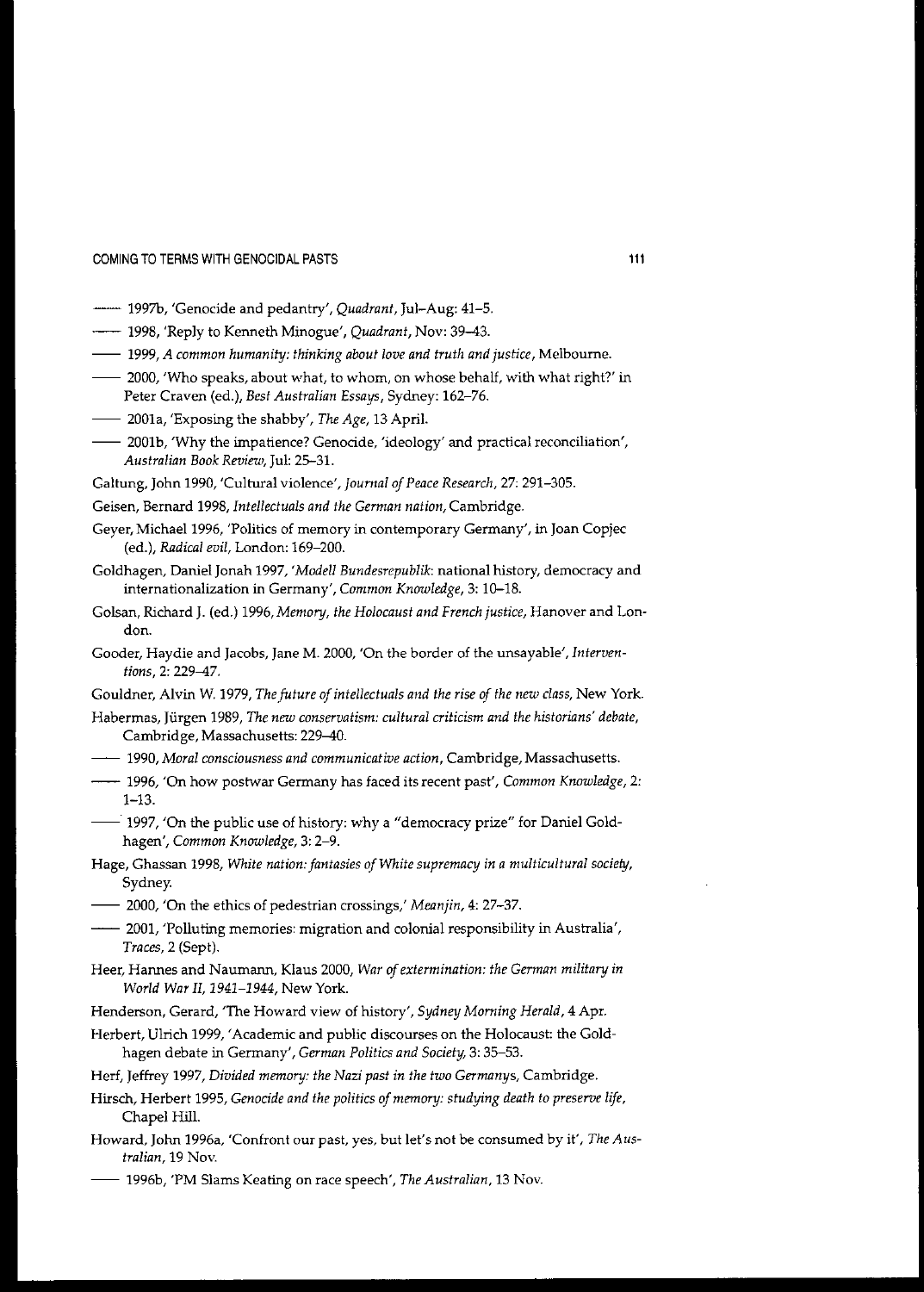—— 1997b, 'Genocide and pedantry', *Quadrant*, Jul–Aug: 41–5.

—— 1998, 'Reply to Kenneth Minogue', *Quadrant*, Nov: 39–43.

—— 1999, *A common humanity: thinking about love and truth and justice*, Melbourne.

—— 2000, 'Who speaks, about what, to whom, on whose behalf, with what right?' in Peter Craven (ed.), *Best Australian Essays*, Sydney: 162–76.

—— 2001a, 'Exposing the shabby', *The Age*, 13 April.

—— 2001b, 'Why the impatience? Genocide, 'ideology' and practical reconciliation', *Australian Book Review*, Jul: 25–31.

Galtung, John 1990, 'Cultural violence', *Journal of Peace Research*, 27: 291–305.

Geisen, Bernard 1998, *Intellectuals and the German nation*, Cambridge.

Geyer, Michael 1996, 'Politics of memory in contemporary Germany', in Joan Copjec (ed.), *Radical evil*, London: 169–200.

Goldhagen, Daniel Jonah 1997, '*Modell Bundesrepublik*: national history, democracy and internationalization in Germany', *Common Knowledge*, 3: 10–18.

Golsan, Richard J. (ed.) 1996, *Memory, the Holocaust and French justice*, Hanover and London.

Gooder, Haydie and Jacobs, Jane M. 2000, 'On the border of the unsayable', *Interventions*, 2: 229–47.

Gouldner, Alvin W. 1979, *The future of intellectuals and the rise of the new class*, New York.

Habermas, Jürgen 1989, *The new conservatism: cultural criticism and the historians' debate*, Cambridge, Massachusetts: 229–40.

—— 1990, *Moral consciousness and communicative action*, Cambridge, Massachusetts.

—— 1996, 'On how postwar Germany has faced its recent past', *Common Knowledge*, 2: 1–13.

—— 1997, 'On the public use of history: why a "democracy prize" for Daniel Goldhagen', *Common Knowledge*, 3: 2–9.

Hage, Ghassan 1998, *White nation: fantasies of White supremacy in a multicultural society*, Sydney.

—— 2000, 'On the ethics of pedestrian crossings,' *Meanjin*, 4: 27–37.

—— 2001, 'Polluting memories: migration and colonial responsibility in Australia', *Traces*, 2 (Sept).

Heer, Hannes and Naumann, Klaus 2000, *War of extermination: the German military in World War II, 1941–1944*, New York.

Henderson, Gerard, 'The Howard view of history', *Sydney Morning Herald*, 4 Apr.

Herbert, Ulrich 1999, 'Academic and public discourses on the Holocaust: the Goldhagen debate in Germany', *German Politics and Society*, 3: 35–53.

Herf, Jeffrey 1997, *Divided memory: the Nazi past in the two Germanys*, Cambridge.

Hirsch, Herbert 1995, *Genocide and the politics of memory: studying death to preserve life*, Chapel Hill.

Howard, John 1996a, 'Confront our past, yes, but let's not be consumed by it', *The Australian*, 19 Nov.

—— 1996b, 'PM Slams Keating on race speech', *The Australian*, 13 Nov.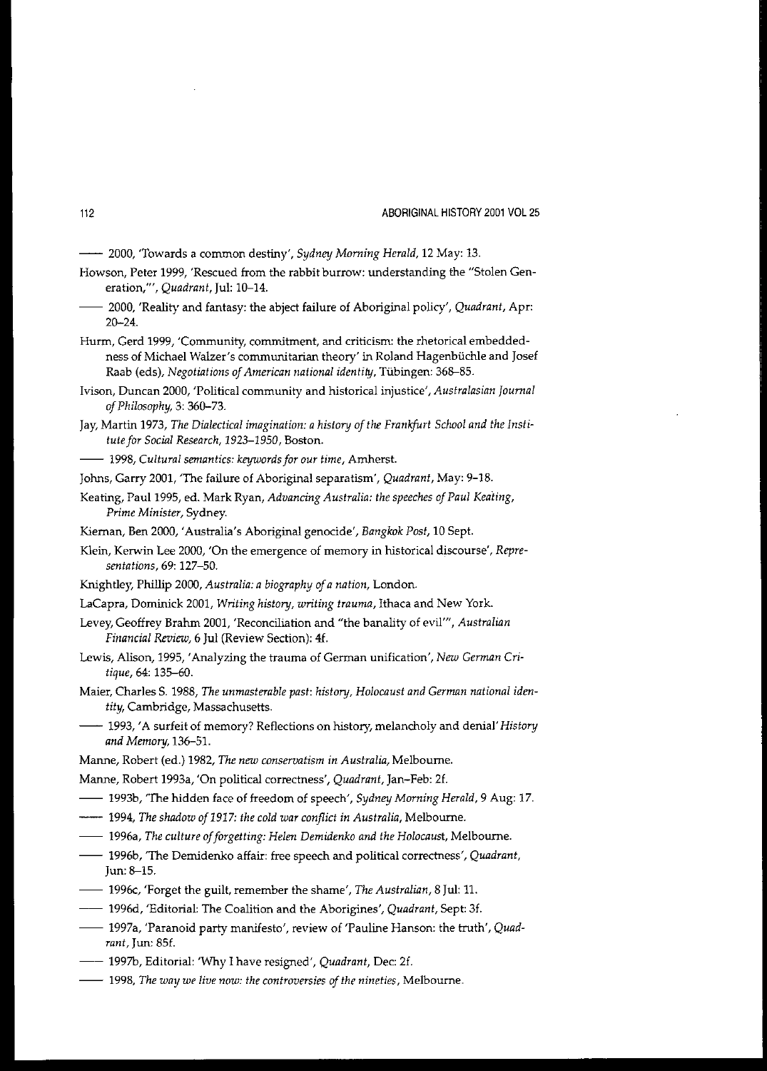—— 2000, 'Towards a common destiny', *Sydney Morning Herald*, 12 May: 13.

Howson, Peter 1999, 'Rescued from the rabbit burrow: understanding the "Stolen Generation,"', *Quadrant*, Jul: 10–14.

—— 2000, 'Reality and fantasy: the abject failure of Aboriginal policy', *Quadrant*, Apr: 20–24.

Hurm, Gerd 1999, 'Community, commitment, and criticism: the rhetorical embeddedness of Michael Walzer's communitarian theory' in Roland Hagenbüchle and Josef Raab (eds), *Negotiations of American national identity*, Tübingen: 368–85.

Ivison, Duncan 2000, 'Political community and historical injustice', *Australasian Journal of Philosophy*, 3: 360–73.

Jay, Martin 1973, *The Dialectical imagination: a history of the Frankfurt School and the Institute for Social Research, 1923–1950*, Boston.

—— 1998, *Cultural semantics: keywords for our time*, Amherst.

Johns, Garry 2001, 'The failure of Aboriginal separatism', *Quadrant*, May: 9–18.

Keating, Paul 1995, ed. Mark Ryan, *Advancing Australia: the speeches of Paul Keating, Prime Minister*, Sydney.

Kiernan, Ben 2000, 'Australia's Aboriginal genocide', *Bangkok Post*, 10 Sept.

Klein, Kerwin Lee 2000, 'On the emergence of memory in historical discourse', *Representations*, 69: 127–50.

Knightley, Phillip 2000, *Australia: a biography of a nation*, London.

LaCapra, Dominick 2001, *Writing history, writing trauma*, Ithaca and New York.

Levey, Geoffrey Brahm 2001, 'Reconciliation and "the banality of evil"', *Australian Financial Review*, 6 Jul (Review Section): 4f.

Lewis, Alison, 1995, 'Analyzing the trauma of German unification', *New German Critique*, 64: 135–60.

Maier, Charles S. 1988, *The unmasterable past: history, Holocaust and German national identity*, Cambridge, Massachusetts.

—— 1993, 'A surfeit of memory? Reflections on history, melancholy and denial' *History and Memory*, 136–51.

Manne, Robert (ed.) 1982, *The new conservatism in Australia*, Melbourne.

Manne, Robert 1993a, 'On political correctness', *Quadrant*, Jan–Feb: 2f.

—— 1993b, 'The hidden face of freedom of speech', *Sydney Morning Herald*, 9 Aug: 17.

—— 1994, *The shadow of 1917: the cold war conflict in Australia*, Melbourne.

—— 1996a, *The culture of forgetting: Helen Demidenko and the Holocaust*, Melbourne.

—— 1996b, 'The Demidenko affair: free speech and political correctness', *Quadrant*, Jun: 8–15.

—— 1996c, 'Forget the guilt, remember the shame', *The Australian*, 8 Jul: 11.

—— 1996d, 'Editorial: The Coalition and the Aborigines', *Quadrant*, Sept: 3f.

—— 1997a, 'Paranoid party manifesto', review of 'Pauline Hanson: the truth', *Quadrant*, Jun: 85f.

—— 1997b, Editorial: 'Why I have resigned', *Quadrant*, Dec: 2f.

—— 1998, *The way we live now: the controversies of the nineties*, Melbourne.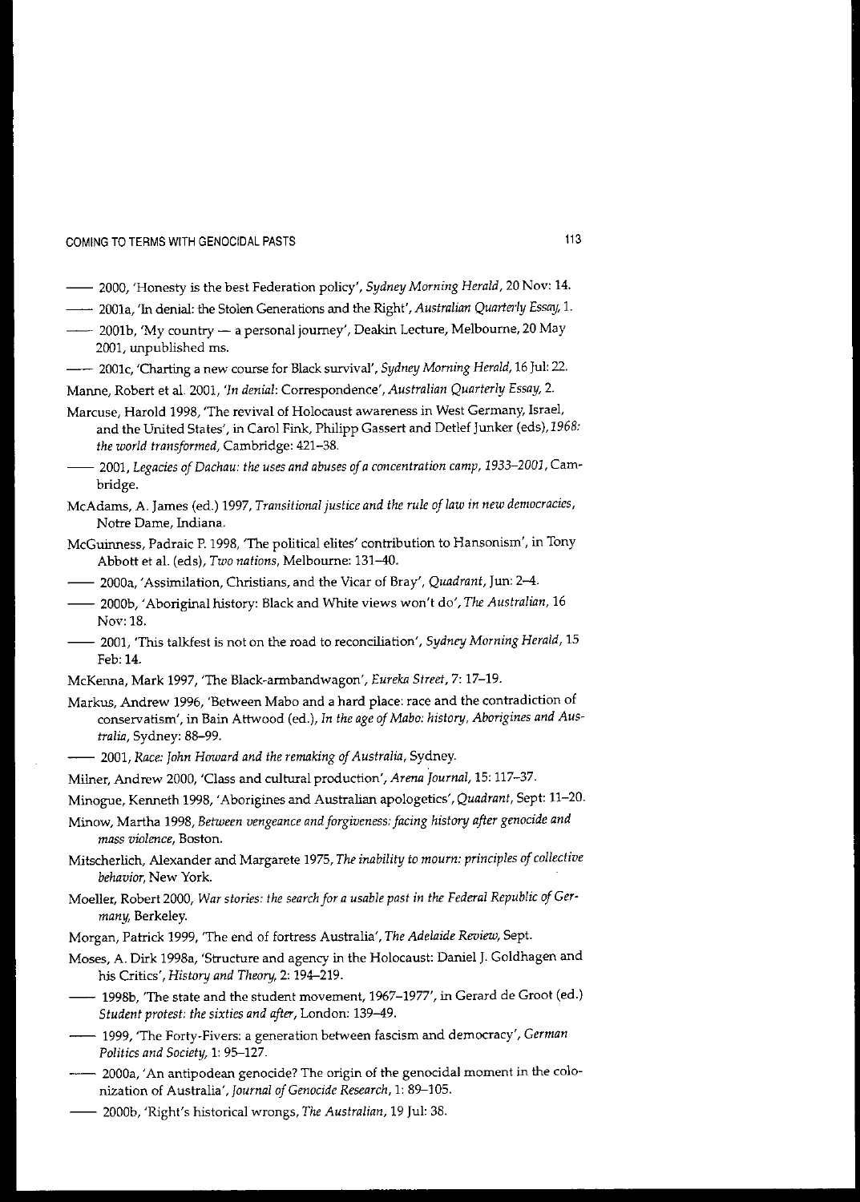—— 2000, 'Honesty is the best Federation policy', *Sydney Morning Herald*, 20 Nov: 14.

—— 2001a, 'In denial: the Stolen Generations and the Right', *Australian Quarterly Essay*, 1.

—— 2001b, 'My country — a personal journey', Deakin Lecture, Melbourne, 20 May 2001, unpublished ms.

—— 2001c, 'Charting a new course for Black survival', *Sydney Morning Herald*, 16 Jul: 22.

Manne, Robert et al. 2001, '*In denial*: Correspondence', *Australian Quarterly Essay*, 2.

Marcuse, Harold 1998, 'The revival of Holocaust awareness in West Germany, Israel, and the United States', in Carol Fink, Philipp Gassert and Detlef Junker (eds), *1968: the world transformed*, Cambridge: 421–38.

—— 2001, *Legacies of Dachau: the uses and abuses of a concentration camp, 1933–2001*, Cambridge.

McAdams, A. James (ed.) 1997, *Transitional justice and the rule of law in new democracies*, Notre Dame, Indiana.

McGuinness, Padraic P. 1998, 'The political elites' contribution to Hansonism', in Tony Abbott et al. (eds), *Two nations*, Melbourne: 131–40.

—— 2000a, 'Assimilation, Christians, and the Vicar of Bray', *Quadrant*, Jun: 2–4.

—— 2000b, 'Aboriginal history: Black and White views won't do', *The Australian*, 16 Nov: 18.

—— 2001, 'This talkfest is not on the road to reconciliation', *Sydney Morning Herald*, 15 Feb: 14.

McKenna, Mark 1997, 'The Black-armbandwagon', *Eureka Street*, 7: 17–19.

Markus, Andrew 1996, 'Between Mabo and a hard place: race and the contradiction of conservatism', in Bain Attwood (ed.), *In the age of Mabo: history, Aborigines and Australia*, Sydney: 88–99.

—— 2001, *Race: John Howard and the remaking of Australia*, Sydney.

Milner, Andrew 2000, 'Class and cultural production', *Arena Journal*, 15: 117–37.

Minogue, Kenneth 1998, 'Aborigines and Australian apologetics', *Quadrant*, Sept: 11–20.

Minow, Martha 1998, *Between vengeance and forgiveness: facing history after genocide and mass violence*, Boston.

Mitscherlich, Alexander and Margarete 1975, *The inability to mourn: principles of collective behavior*, New York.

Moeller, Robert 2000, *War stories: the search for a usable past in the Federal Republic of Germany*, Berkeley.

Morgan, Patrick 1999, 'The end of fortress Australia', *The Adelaide Review*, Sept.

Moses, A. Dirk 1998a, 'Structure and agency in the Holocaust: Daniel J. Goldhagen and his Critics', *History and Theory*, 2: 194–219.

—— 1998b, 'The state and the student movement, 1967–1977', in Gerard de Groot (ed.) *Student protest: the sixties and after*, London: 139–49.

—— 1999, 'The Forty-Fivers: a generation between fascism and democracy', *German Politics and Society*, 1: 95–127.

—— 2000a, 'An antipodean genocide? The origin of the genocidal moment in the colonization of Australia', *Journal of Genocide Research*, 1: 89–105.

—— 2000b, 'Right's historical wrongs, *The Australian*, 19 Jul: 38.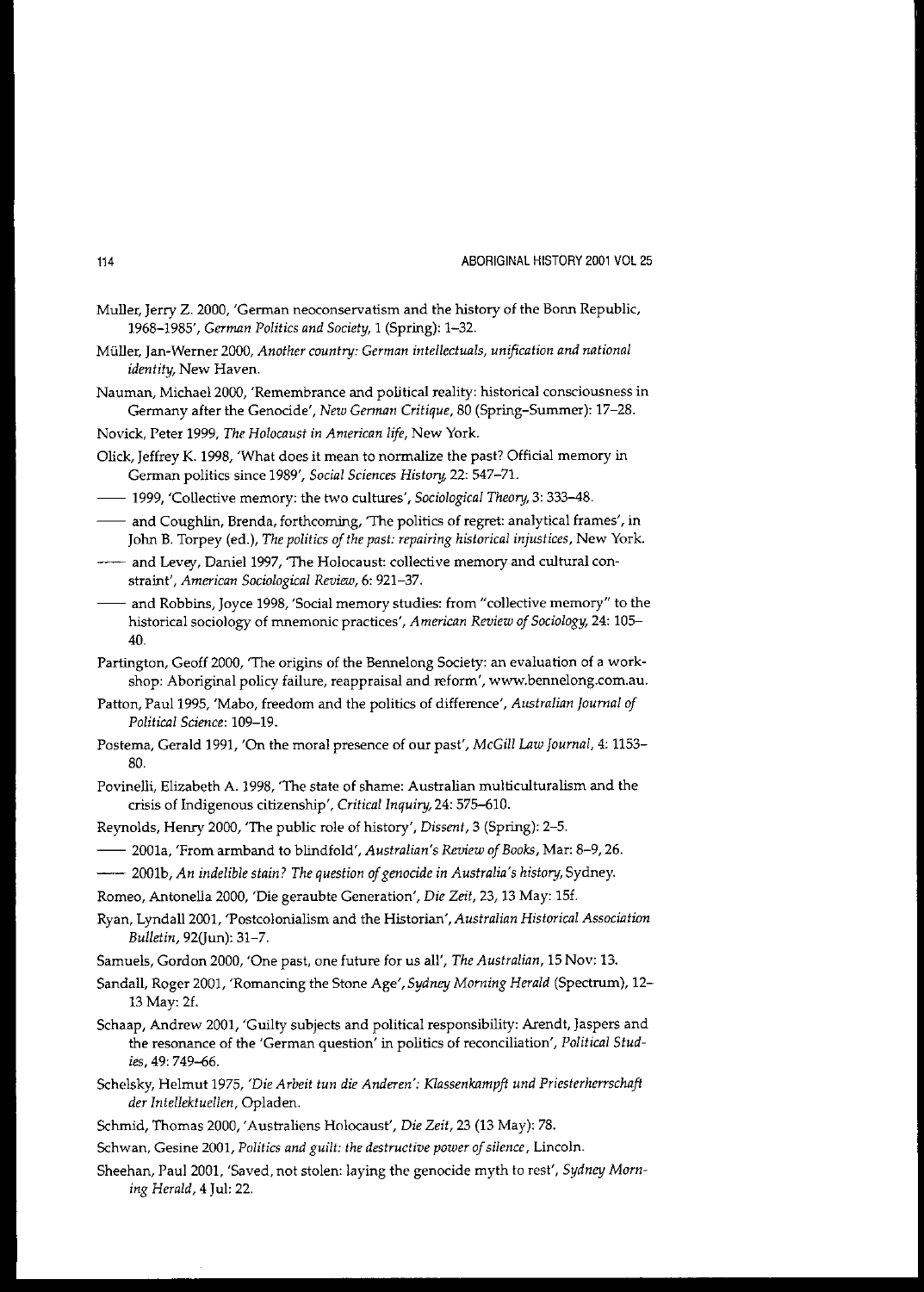Muller, Jerry Z. 2000, 'German neoconservatism and the history of the Bonn Republic, 1968–1985', *German Politics and Society*, 1 (Spring): 1–32.

Müller, Jan-Werner 2000, *Another country: German intellectuals, unification and national identity*, New Haven.

Nauman, Michael 2000, 'Remembrance and political reality: historical consciousness in Germany after the Genocide', *New German Critique*, 80 (Spring–Summer): 17–28.

Novick, Peter 1999, *The Holocaust in American life*, New York.

Olick, Jeffrey K. 1998, 'What does it mean to normalize the past? Official memory in German politics since 1989', *Social Sciences History*, 22: 547–71.

—— 1999, 'Collective memory: the two cultures', *Sociological Theory*, 3: 333–48.

—— and Coughlin, Brenda, forthcoming, 'The politics of regret: analytical frames', in John B. Torpey (ed.), *The politics of the past: repairing historical injustices*, New York.

—— and Levey, Daniel 1997, 'The Holocaust: collective memory and cultural constraint', *American Sociological Review*, 6: 921–37.

—— and Robbins, Joyce 1998, 'Social memory studies: from "collective memory" to the historical sociology of mnemonic practices', *American Review of Sociology*, 24: 105–40.

Partington, Geoff 2000, 'The origins of the Bennelong Society: an evaluation of a workshop: Aboriginal policy failure, reappraisal and reform', www.bennelong.com.au.

Patton, Paul 1995, 'Mabo, freedom and the politics of difference', *Australian Journal of Political Science*: 109–19.

Postema, Gerald 1991, 'On the moral presence of our past', *McGill Law Journal*, 4: 1153–80.

Povinelli, Elizabeth A. 1998, 'The state of shame: Australian multiculturalism and the crisis of Indigenous citizenship', *Critical Inquiry*, 24: 575–610.

Reynolds, Henry 2000, 'The public role of history', *Dissent*, 3 (Spring): 2–5.

—— 2001a, 'From armband to blindfold', *Australian's Review of Books*, Mar: 8–9, 26.

—— 2001b, *An indelible stain? The question of genocide in Australia's history*, Sydney.

Romeo, Antonella 2000, 'Die geraubte Generation', *Die Zeit*, 23, 13 May: 15f.

Ryan, Lyndall 2001, 'Postcolonialism and the Historian', *Australian Historical Association Bulletin*, 92(Jun): 31–7.

Samuels, Gordon 2000, 'One past, one future for us all', *The Australian*, 15 Nov: 13.

Sandall, Roger 2001, 'Romancing the Stone Age', *Sydney Morning Herald* (Spectrum), 12–13 May: 2f.

Schaap, Andrew 2001, 'Guilty subjects and political responsibility: Arendt, Jaspers and the resonance of the 'German question' in politics of reconciliation', *Political Studies*, 49: 749–66.

Schelsky, Helmut 1975, *'Die Arbeit tun die Anderen': Klassenkampft und Priesterherrschaft der Intellektuellen*, Opladen.

Schmid, Thomas 2000, 'Australiens Holocaust', *Die Zeit*, 23 (13 May): 78.

Schwan, Gesine 2001, *Politics and guilt: the destructive power of silence*, Lincoln.

Sheehan, Paul 2001, 'Saved, not stolen: laying the genocide myth to rest', *Sydney Morning Herald*, 4 Jul: 22.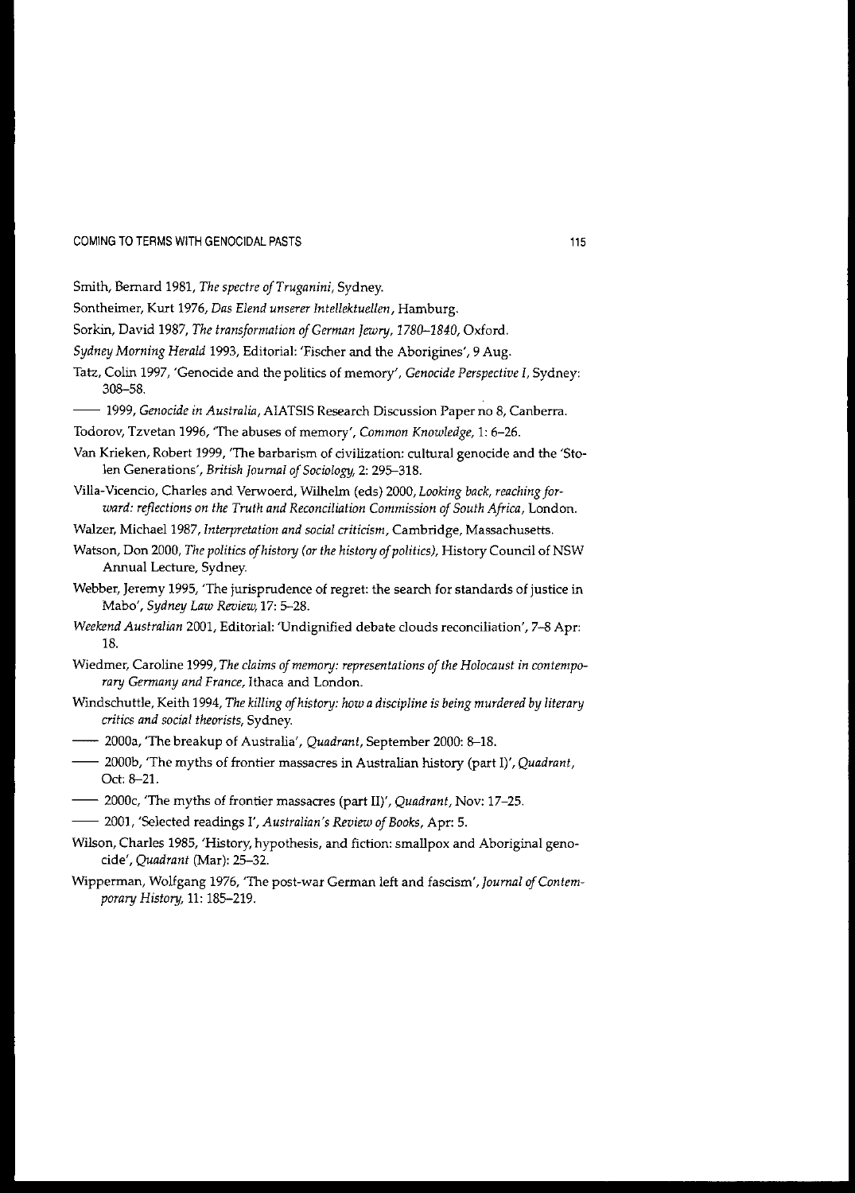Smith, Bernard 1981, *The spectre of Truganini*, Sydney.

Sontheimer, Kurt 1976, *Das Elend unserer Intellektuellen*, Hamburg.

Sorkin, David 1987, *The transformation of German Jewry, 1780–1840*, Oxford.

*Sydney Morning Herald* 1993, Editorial: 'Fischer and the Aborigines', 9 Aug.

Tatz, Colin 1997, 'Genocide and the politics of memory', *Genocide Perspective I*, Sydney: 308–58.

—— 1999, *Genocide in Australia*, AIATSIS Research Discussion Paper no 8, Canberra.

Todorov, Tzvetan 1996, 'The abuses of memory', *Common Knowledge*, 1: 6–26.

Van Krieken, Robert 1999, 'The barbarism of civilization: cultural genocide and the 'Stolen Generations', *British Journal of Sociology*, 2: 295–318.

Villa-Vicencio, Charles and Verwoerd, Wilhelm (eds) 2000, *Looking back, reaching forward: reflections on the Truth and Reconciliation Commission of South Africa*, London.

Walzer, Michael 1987, *Interpretation and social criticism*, Cambridge, Massachusetts.

Watson, Don 2000, *The politics of history (or the history of politics)*, History Council of NSW Annual Lecture, Sydney.

Webber, Jeremy 1995, 'The jurisprudence of regret: the search for standards of justice in Mabo', *Sydney Law Review*, 17: 5–28.

*Weekend Australian* 2001, Editorial: 'Undignified debate clouds reconciliation', 7–8 Apr: 18.

Wiedmer, Caroline 1999, *The claims of memory: representations of the Holocaust in contemporary Germany and France*, Ithaca and London.

Windschuttle, Keith 1994, *The killing of history: how a discipline is being murdered by literary critics and social theorists*, Sydney.

—— 2000a, 'The breakup of Australia', *Quadrant*, September 2000: 8–18.

—— 2000b, 'The myths of frontier massacres in Australian history (part I)', *Quadrant*, Oct: 8–21.

—— 2000c, 'The myths of frontier massacres (part II)', *Quadrant*, Nov: 17–25.

—— 2001, 'Selected readings I', *Australian's Review of Books*, Apr: 5.

Wilson, Charles 1985, 'History, hypothesis, and fiction: smallpox and Aboriginal genocide', *Quadrant* (Mar): 25–32.

Wipperman, Wolfgang 1976, 'The post-war German left and fascism', *Journal of Contemporary History*, 11: 185–219.